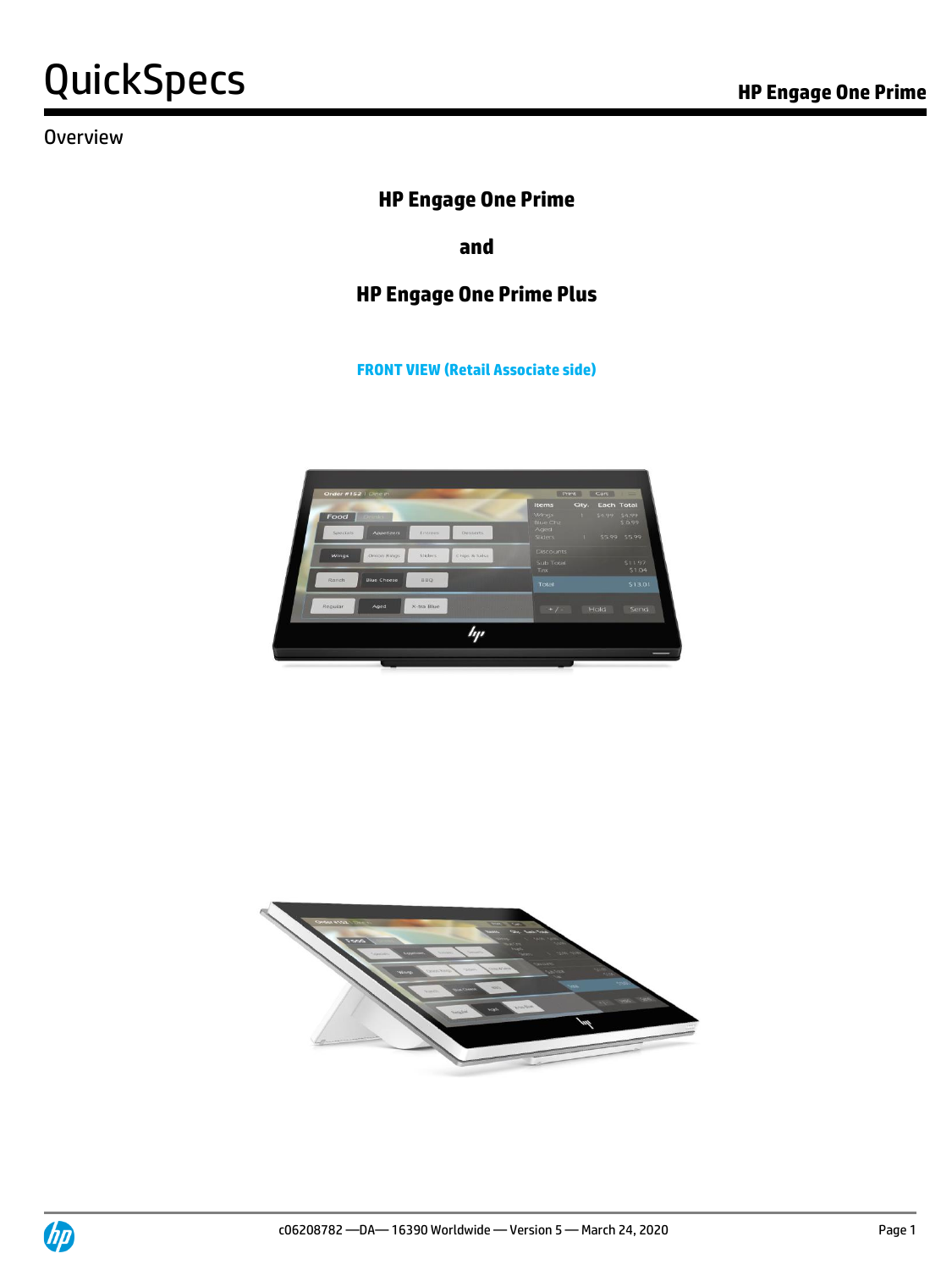# QuickSpecs

## Overview

**HP Engage One Prime**

**and**

**HP Engage One Prime Plus**

**FRONT VIEW (Retail Associate side)**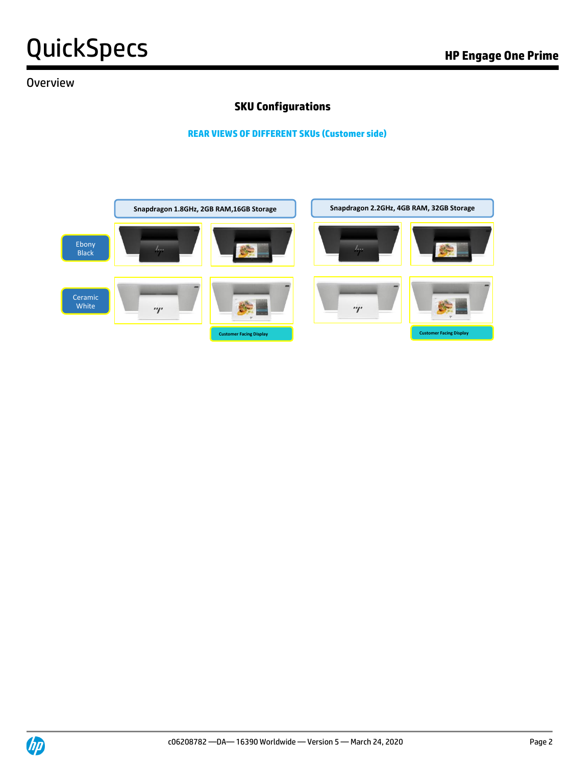## Overview

### SKU Configurations

**REAR VIEWS OF DIFFERENT SKUs (Customer side)**

| | Snapdragon 1.8GHz, 2GB RAM,16GB Storage | | Snapdragon 2.2GHz, 4GB RAM, 32GB Storage | |
|---|---|---|---|---|
| Ebony Black | | | | |
| Ceramic White | | | | |
| | | Customer Facing Display | | Customer Facing Display |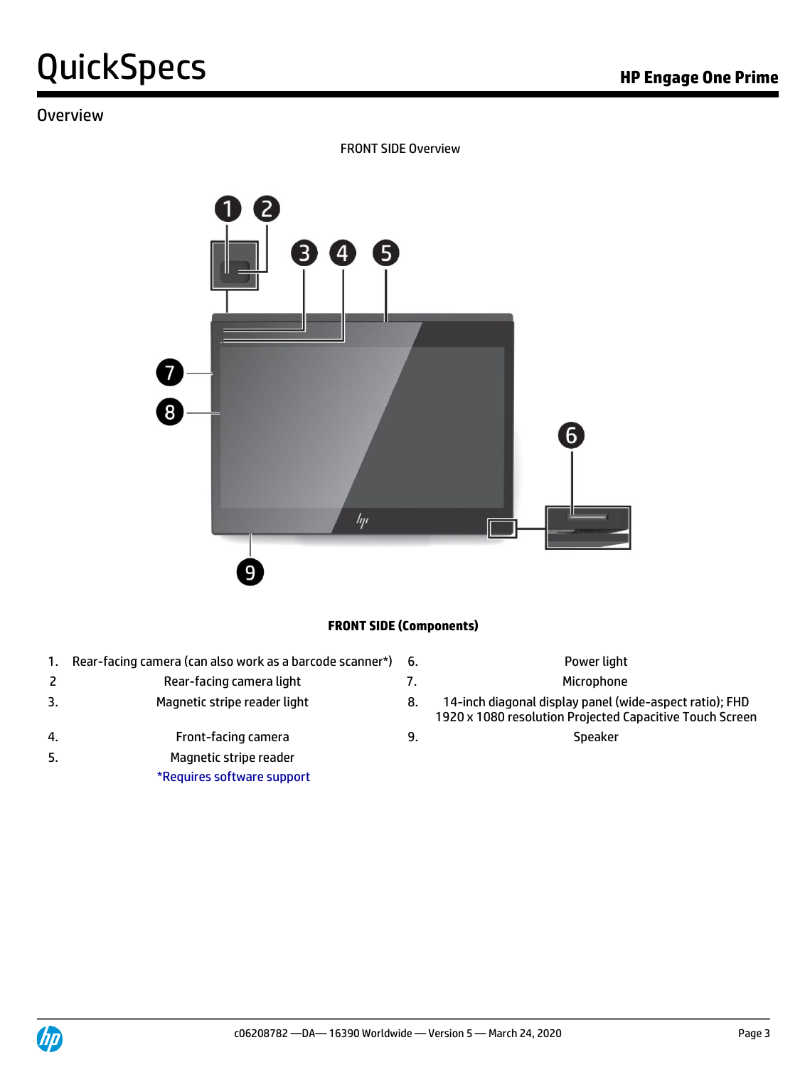## Overview

FRONT SIDE Overview

**FRONT SIDE (Components)**

| | | | |
|---|---|---|---|
| 1. | Rear-facing camera (can also work as a barcode scanner*) | 6. | Power light |
| 2 | Rear-facing camera light | 7. | Microphone |
| 3. | Magnetic stripe reader light | 8. | 14-inch diagonal display panel (wide-aspect ratio); FHD 1920 x 1080 resolution Projected Capacitive Touch Screen |
| 4. | Front-facing camera | 9. | Speaker |
| 5. | Magnetic stripe reader | | |

*Requires software support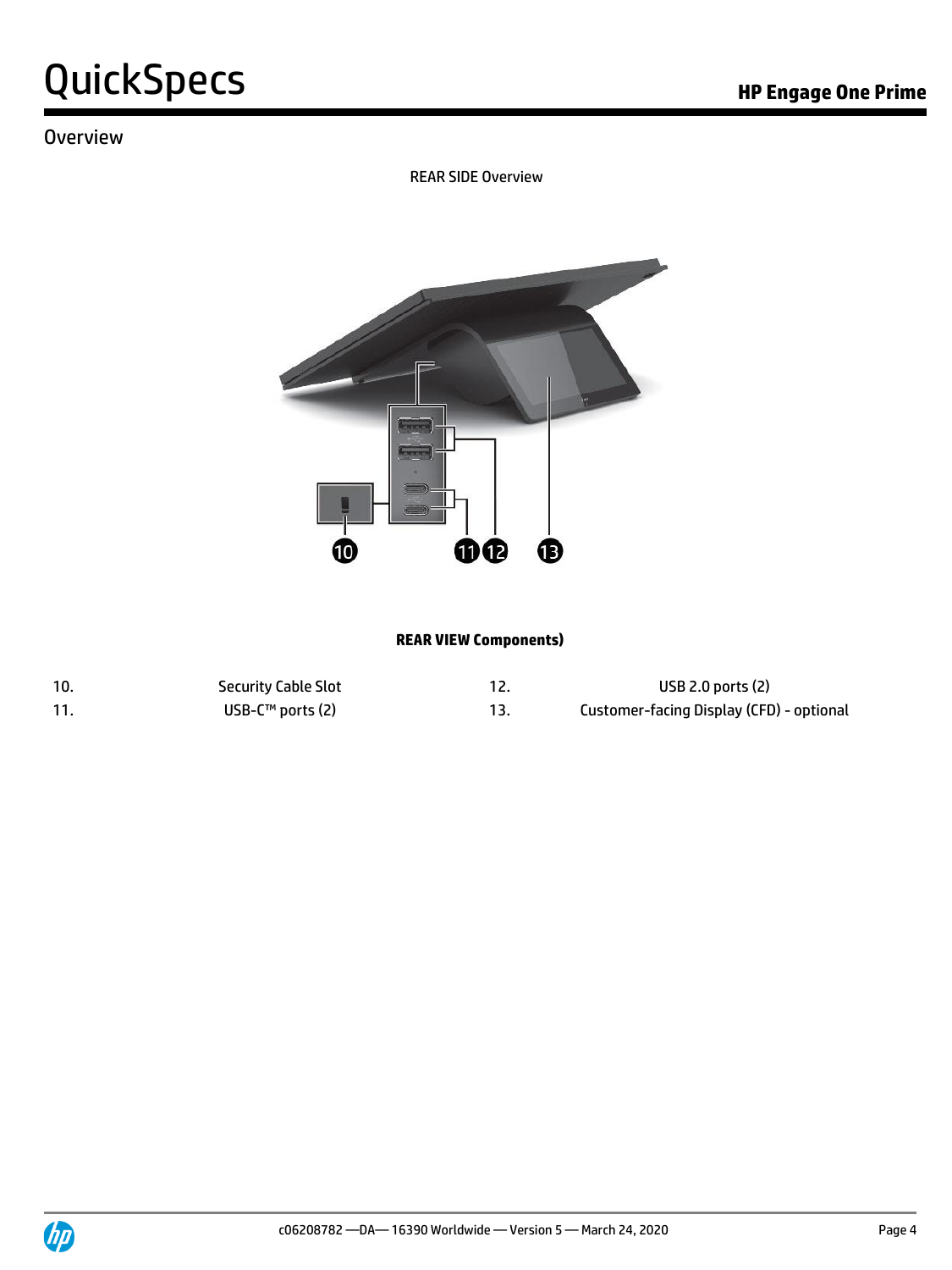## Overview

REAR SIDE Overview

**REAR VIEW Components)**

| | | | |
|---|---|---|---|
| 10. | Security Cable Slot | 12. | USB 2.0 ports (2) |
| 11. | USB-C™ ports (2) | 13. | Customer-facing Display (CFD) - optional |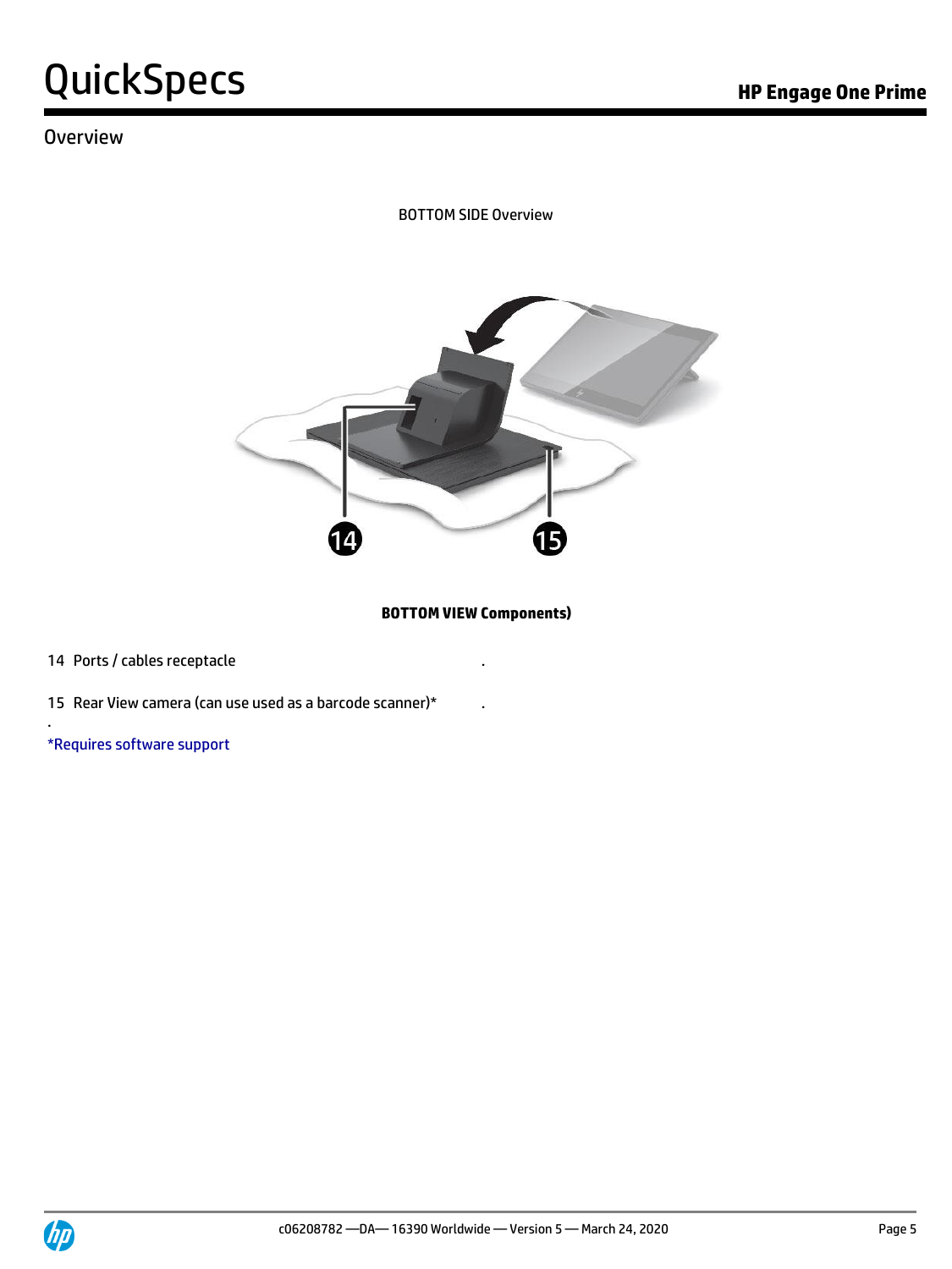## Overview

BOTTOM SIDE Overview

**BOTTOM VIEW Components)**

14 Ports / cables receptacle .

15 Rear View camera (can use used as a barcode scanner)* .

.

*Requires software support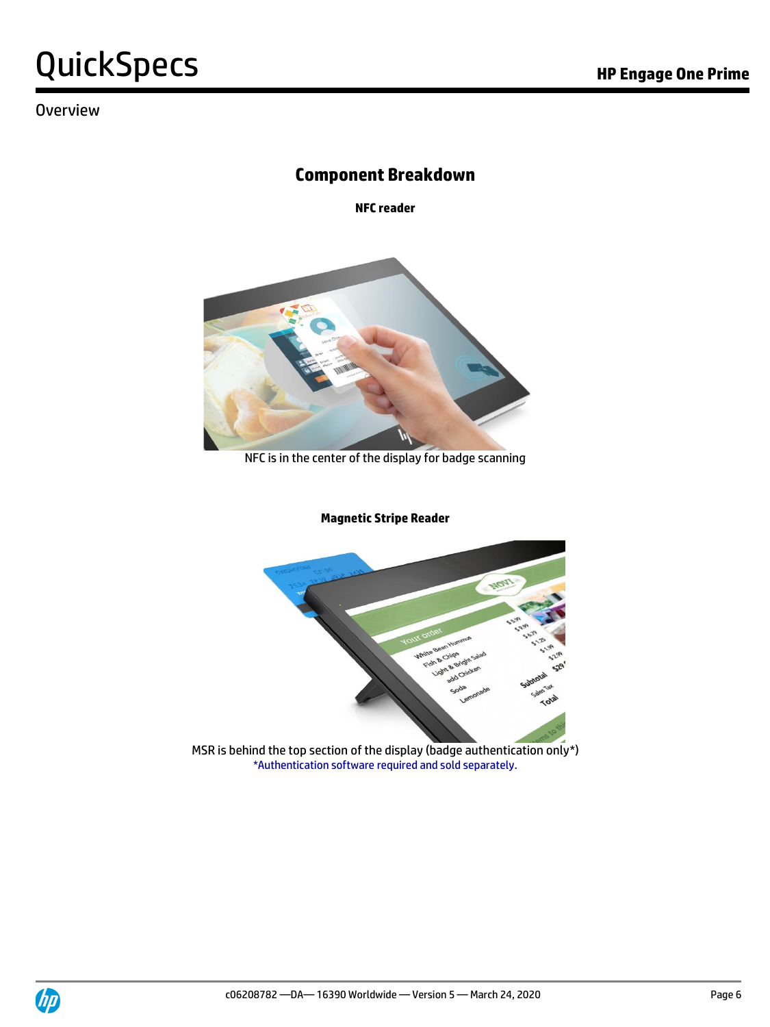## Overview

# Component Breakdown

**NFC reader**

NFC is in the center of the display for badge scanning

**Magnetic Stripe Reader**

MSR is behind the top section of the display (badge authentication only*)

*Authentication software required and sold separately.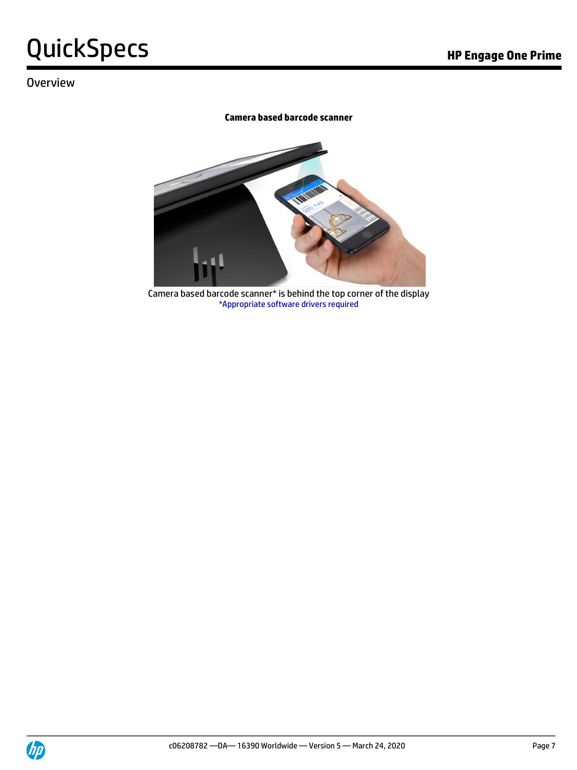Overview

**Camera based barcode scanner**

Camera based barcode scanner* is behind the top corner of the display
*Appropriate software drivers required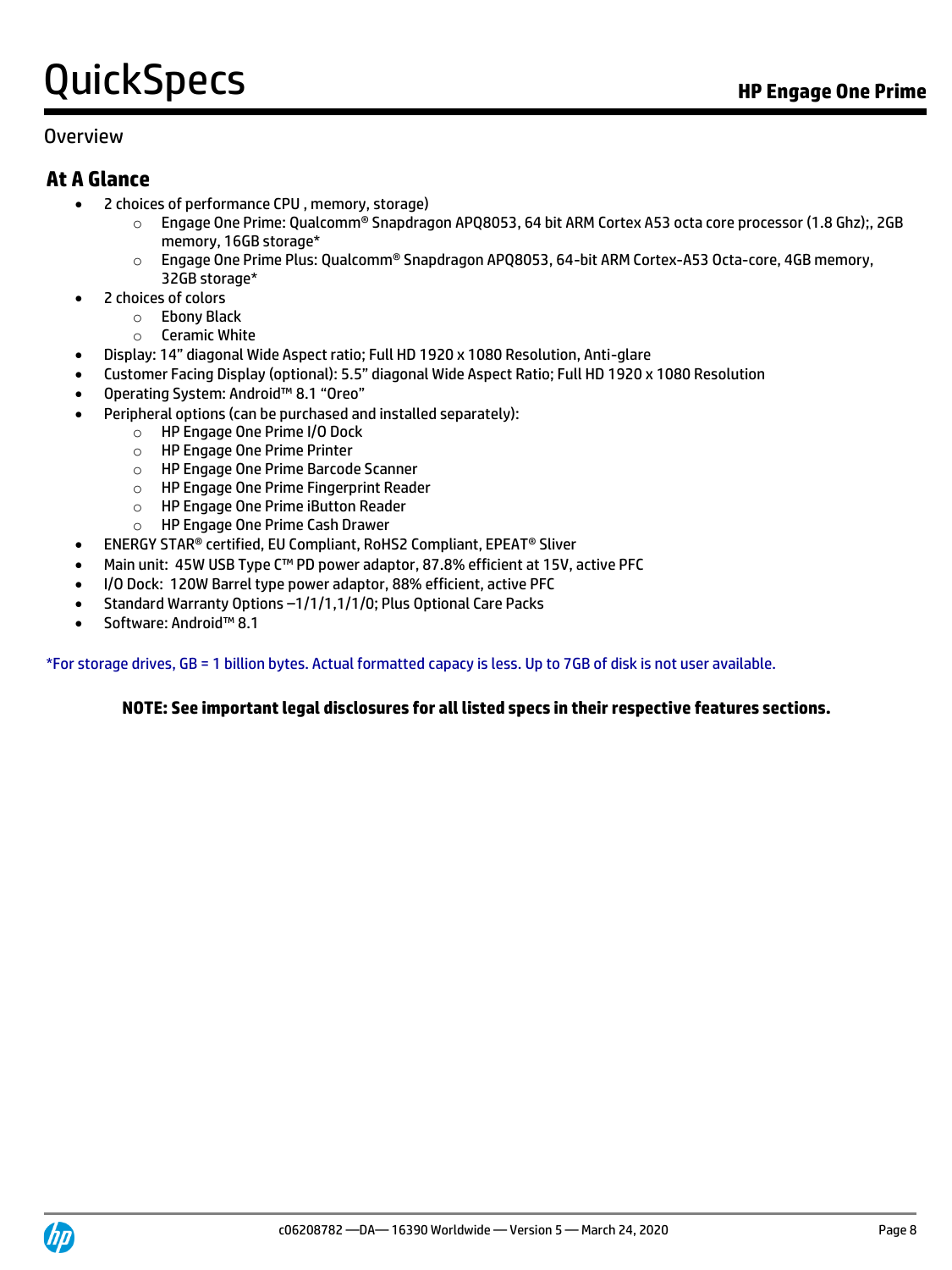## Overview

### At A Glance

- 2 choices of performance CPU , memory, storage)
  - Engage One Prime: Qualcomm® Snapdragon APQ8053, 64 bit ARM Cortex A53 octa core processor (1.8 Ghz);, 2GB memory, 16GB storage*
  - Engage One Prime Plus: Qualcomm® Snapdragon APQ8053, 64-bit ARM Cortex-A53 Octa-core, 4GB memory, 32GB storage*
- 2 choices of colors
  - Ebony Black
  - Ceramic White
- Display: 14" diagonal Wide Aspect ratio; Full HD 1920 x 1080 Resolution, Anti-glare
- Customer Facing Display (optional): 5.5" diagonal Wide Aspect Ratio; Full HD 1920 x 1080 Resolution
- Operating System: Android™ 8.1 "Oreo"
- Peripheral options (can be purchased and installed separately):
  - HP Engage One Prime I/O Dock
  - HP Engage One Prime Printer
  - HP Engage One Prime Barcode Scanner
  - HP Engage One Prime Fingerprint Reader
  - HP Engage One Prime iButton Reader
  - HP Engage One Prime Cash Drawer
- ENERGY STAR® certified, EU Compliant, RoHS2 Compliant, EPEAT® Sliver
- Main unit: 45W USB Type C™ PD power adaptor, 87.8% efficient at 15V, active PFC
- I/O Dock: 120W Barrel type power adaptor, 88% efficient, active PFC
- Standard Warranty Options –1/1/1,1/1/0; Plus Optional Care Packs
- Software: Android™ 8.1

*For storage drives, GB = 1 billion bytes. Actual formatted capacity is less. Up to 7GB of disk is not user available.

**NOTE: See important legal disclosures for all listed specs in their respective features sections.**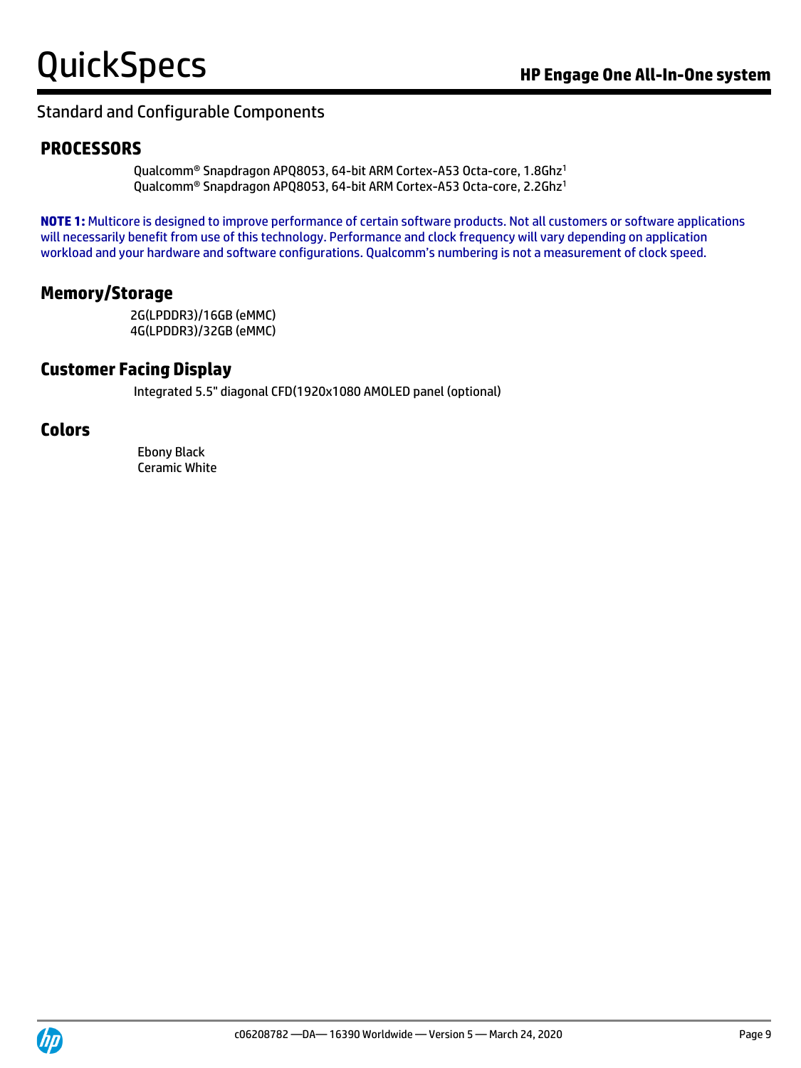## Standard and Configurable Components

### PROCESSORS

Qualcomm® Snapdragon APQ8053, 64-bit ARM Cortex-A53 Octa-core, 1.8Ghz[1]
Qualcomm® Snapdragon APQ8053, 64-bit ARM Cortex-A53 Octa-core, 2.2Ghz[1]

**NOTE 1:** Multicore is designed to improve performance of certain software products. Not all customers or software applications will necessarily benefit from use of this technology. Performance and clock frequency will vary depending on application workload and your hardware and software configurations. Qualcomm's numbering is not a measurement of clock speed.

### Memory/Storage

2G(LPDDR3)/16GB (eMMC)
4G(LPDDR3)/32GB (eMMC)

### Customer Facing Display

Integrated 5.5" diagonal CFD(1920x1080 AMOLED panel (optional)

### Colors

Ebony Black
Ceramic White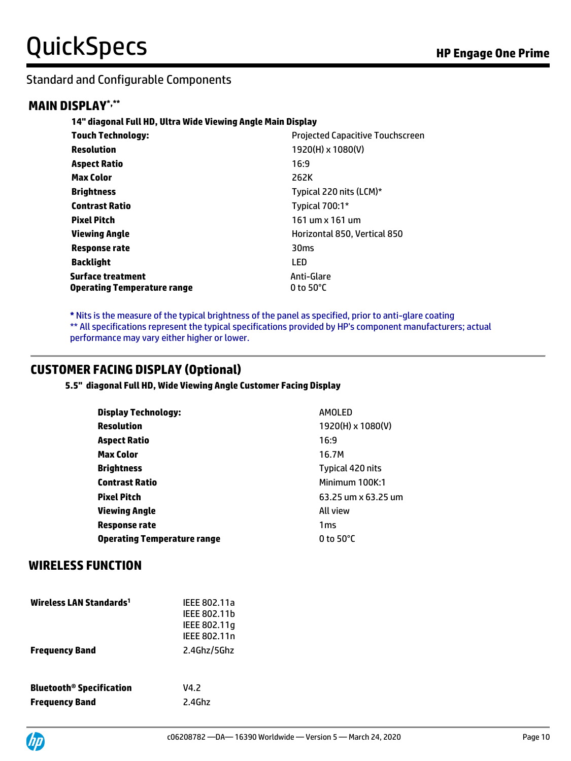# Standard and Configurable Components

## MAIN DISPLAY*,**

**14" diagonal Full HD, Ultra Wide Viewing Angle Main Display**

| | |
|---|---|
| **Touch Technology:** | Projected Capacitive Touchscreen |
| **Resolution** | 1920(H) x 1080(V) |
| **Aspect Ratio** | 16:9 |
| **Max Color** | 262K |
| **Brightness** | Typical 220 nits (LCM)* |
| **Contrast Ratio** | Typical 700:1* |
| **Pixel Pitch** | 161 um x 161 um |
| **Viewing Angle** | Horizontal 850, Vertical 850 |
| **Response rate** | 30ms |
| **Backlight** | LED |
| **Surface treatment** | Anti-Glare |
| **Operating Temperature range** | 0 to 50°C |

**\*** Nits is the measure of the typical brightness of the panel as specified, prior to anti-glare coating
** All specifications represent the typical specifications provided by HP's component manufacturers; actual performance may vary either higher or lower.

## CUSTOMER FACING DISPLAY (Optional)

**5.5" diagonal Full HD, Wide Viewing Angle Customer Facing Display**

| | |
|---|---|
| **Display Technology:** | AMOLED |
| **Resolution** | 1920(H) x 1080(V) |
| **Aspect Ratio** | 16:9 |
| **Max Color** | 16.7M |
| **Brightness** | Typical 420 nits |
| **Contrast Ratio** | Minimum 100K:1 |
| **Pixel Pitch** | 63.25 um x 63.25 um |
| **Viewing Angle** | All view |
| **Response rate** | 1ms |
| **Operating Temperature range** | 0 to 50°C |

## WIRELESS FUNCTION

| | |
|---|---|
| **Wireless LAN Standards[1]** | IEEE 802.11a<br>IEEE 802.11b<br>IEEE 802.11g<br>IEEE 802.11n |
| **Frequency Band** | 2.4Ghz/5Ghz |
| **Bluetooth® Specification** | V4.2 |
| **Frequency Band** | 2.4Ghz |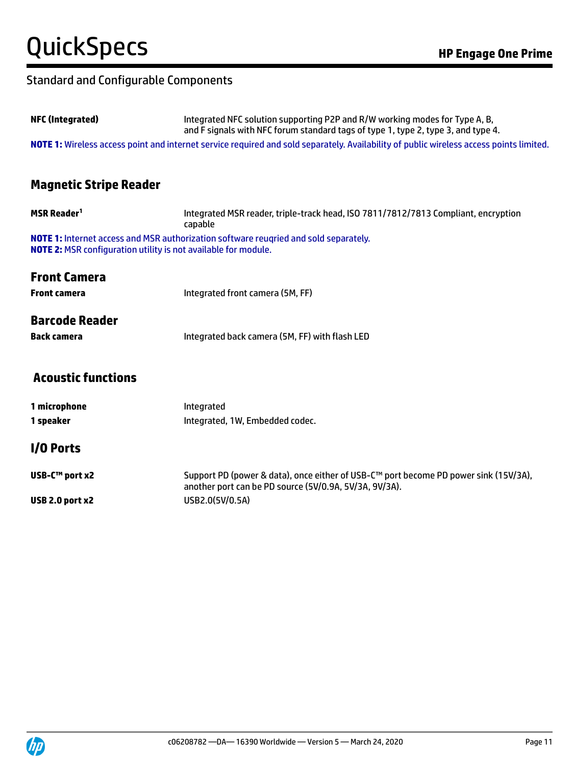## Standard and Configurable Components

| | |
|---|---|
| **NFC (Integrated)** | Integrated NFC solution supporting P2P and R/W working modes for Type A, B, and F signals with NFC forum standard tags of type 1, type 2, type 3, and type 4. |

**NOTE 1:** Wireless access point and internet service required and sold separately. Availability of public wireless access points limited.

## Magnetic Stripe Reader

| | |
|---|---|
| **MSR Reader**[1] | Integrated MSR reader, triple-track head, ISO 7811/7812/7813 Compliant, encryption capable |

**NOTE 1:** Internet access and MSR authorization software reuqried and sold separately.
**NOTE 2:** MSR configuration utility is not available for module.

## Front Camera

| | |
|---|---|
| **Front camera** | Integrated front camera (5M, FF) |

## Barcode Reader

| | |
|---|---|
| **Back camera** | Integrated back camera (5M, FF) with flash LED |

## Acoustic functions

| | |
|---|---|
| **1 microphone** | Integrated |
| **1 speaker** | Integrated, 1W, Embedded codec. |

## I/O Ports

| | |
|---|---|
| **USB-C™ port x2** | Support PD (power & data), once either of USB-C™ port become PD power sink (15V/3A), another port can be PD source (5V/0.9A, 5V/3A, 9V/3A). |
| **USB 2.0 port x2** | USB2.0(5V/0.5A) |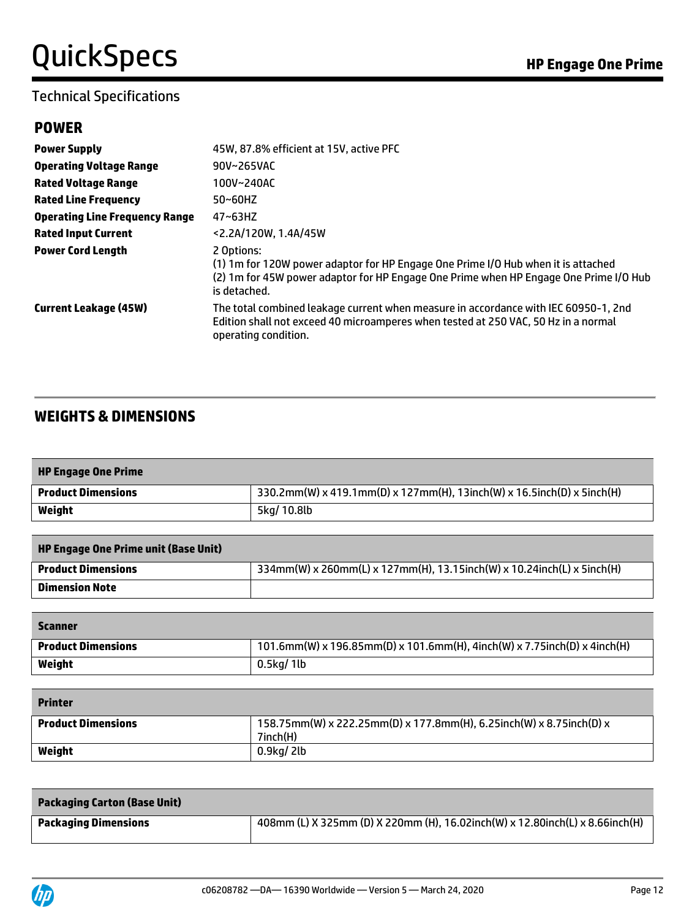## Technical Specifications

### POWER

| | |
|---|---|
| **Power Supply** | 45W, 87.8% efficient at 15V, active PFC |
| **Operating Voltage Range** | 90V~265VAC |
| **Rated Voltage Range** | 100V~240AC |
| **Rated Line Frequency** | 50~60HZ |
| **Operating Line Frequency Range** | 47~63HZ |
| **Rated Input Current** | <2.2A/120W, 1.4A/45W |
| **Power Cord Length** | 2 Options:<br>(1) 1m for 120W power adaptor for HP Engage One Prime I/O Hub when it is attached<br>(2) 1m for 45W power adaptor for HP Engage One Prime when HP Engage One Prime I/O Hub is detached. |
| **Current Leakage (45W)** | The total combined leakage current when measure in accordance with IEC 60950-1, 2nd Edition shall not exceed 40 microamperes when tested at 250 VAC, 50 Hz in a normal operating condition. |

### WEIGHTS & DIMENSIONS

| **HP Engage One Prime** | |
|---|---|
| **Product Dimensions** | 330.2mm(W) x 419.1mm(D) x 127mm(H), 13inch(W) x 16.5inch(D) x 5inch(H) |
| **Weight** | 5kg/ 10.8lb |

| **HP Engage One Prime unit (Base Unit)** | |
|---|---|
| **Product Dimensions** | 334mm(W) x 260mm(L) x 127mm(H), 13.15inch(W) x 10.24inch(L) x 5inch(H) |
| **Dimension Note** | |

| **Scanner** | |
|---|---|
| **Product Dimensions** | 101.6mm(W) x 196.85mm(D) x 101.6mm(H), 4inch(W) x 7.75inch(D) x 4inch(H) |
| **Weight** | 0.5kg/ 1lb |

| **Printer** | |
|---|---|
| **Product Dimensions** | 158.75mm(W) x 222.25mm(D) x 177.8mm(H), 6.25inch(W) x 8.75inch(D) x 7inch(H) |
| **Weight** | 0.9kg/ 2lb |

| **Packaging Carton (Base Unit)** | |
|---|---|
| **Packaging Dimensions** | 408mm (L) X 325mm (D) X 220mm (H), 16.02inch(W) x 12.80inch(L) x 8.66inch(H) |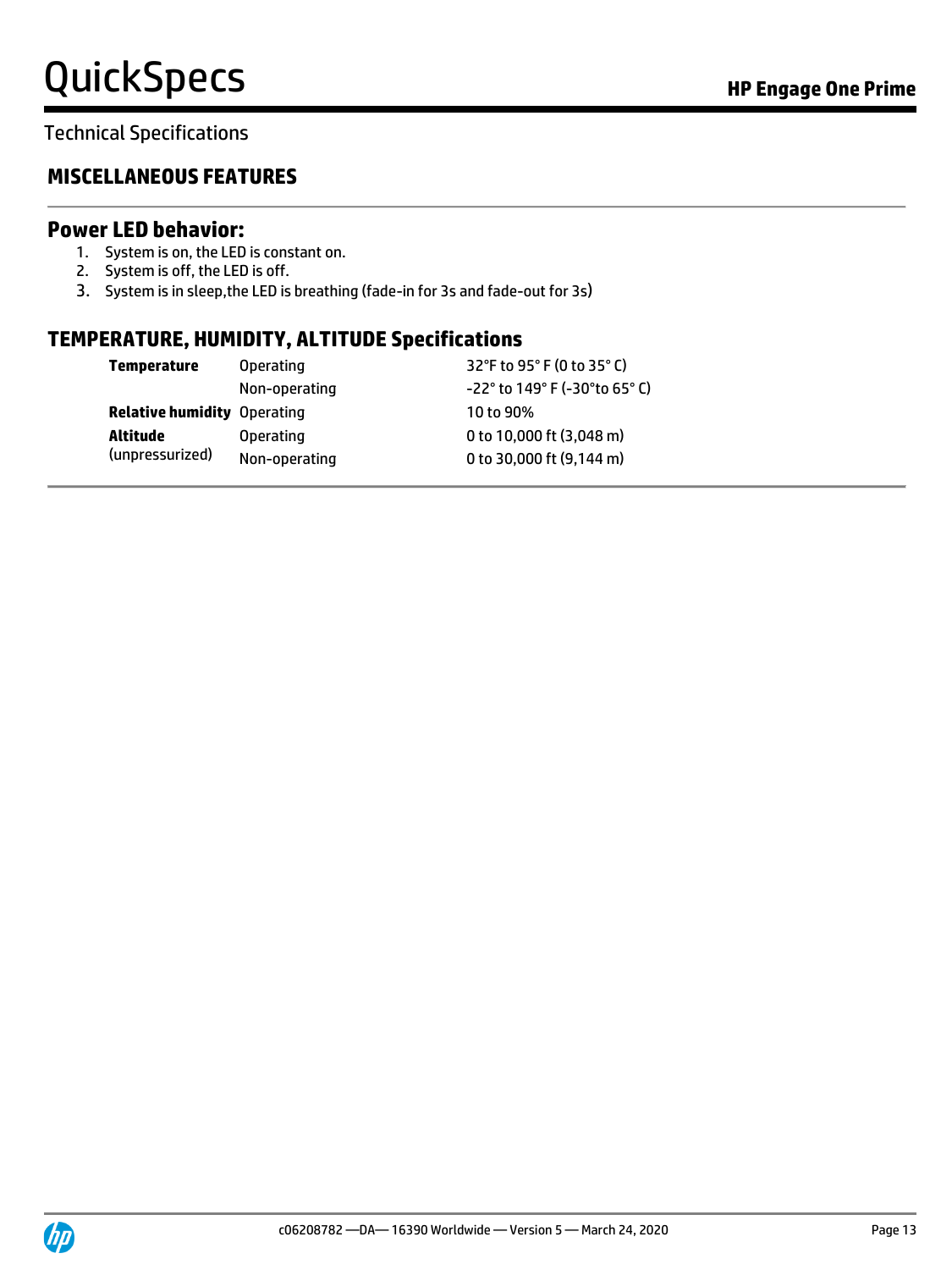Technical Specifications

## MISCELLANEOUS FEATURES

### Power LED behavior:

1. System is on, the LED is constant on.
2. System is off, the LED is off.
3. System is in sleep,the LED is breathing (fade-in for 3s and fade-out for 3s)

### TEMPERATURE, HUMIDITY, ALTITUDE Specifications

| | | |
|---|---|---|
| **Temperature** | Operating | 32°F to 95° F (0 to 35° C) |
| | Non-operating | -22° to 149° F (-30°to 65° C) |
| **Relative humidity** | Operating | 10 to 90% |
| **Altitude** (unpressurized) | Operating | 0 to 10,000 ft (3,048 m) |
| | Non-operating | 0 to 30,000 ft (9,144 m) |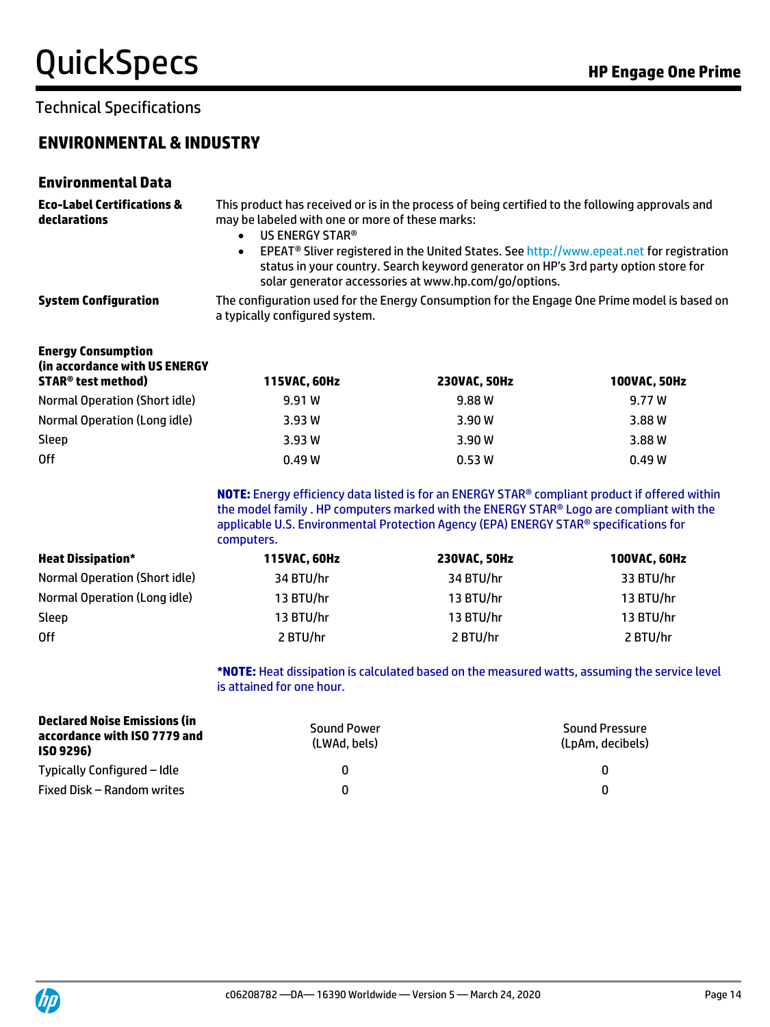Technical Specifications

## ENVIRONMENTAL & INDUSTRY

### Environmental Data

**Eco-Label Certifications & declarations**

This product has received or is in the process of being certified to the following approvals and may be labeled with one or more of these marks:

- US ENERGY STAR®
- EPEAT® Sliver registered in the United States. See http://www.epeat.net for registration status in your country. Search keyword generator on HP's 3rd party option store for solar generator accessories at www.hp.com/go/options.

**System Configuration**

The configuration used for the Energy Consumption for the Engage One Prime model is based on a typically configured system.

| Energy Consumption (in accordance with US ENERGY STAR® test method) | 115VAC, 60Hz | 230VAC, 50Hz | 100VAC, 50Hz |
|---|---|---|---|
| Normal Operation (Short idle) | 9.91 W | 9.88 W | 9.77 W |
| Normal Operation (Long idle) | 3.93 W | 3.90 W | 3.88 W |
| Sleep | 3.93 W | 3.90 W | 3.88 W |
| Off | 0.49 W | 0.53 W | 0.49 W |

**NOTE:** Energy efficiency data listed is for an ENERGY STAR® compliant product if offered within the model family . HP computers marked with the ENERGY STAR® Logo are compliant with the applicable U.S. Environmental Protection Agency (EPA) ENERGY STAR® specifications for computers.

| Heat Dissipation* | 115VAC, 60Hz | 230VAC, 50Hz | 100VAC, 60Hz |
|---|---|---|---|
| Normal Operation (Short idle) | 34 BTU/hr | 34 BTU/hr | 33 BTU/hr |
| Normal Operation (Long idle) | 13 BTU/hr | 13 BTU/hr | 13 BTU/hr |
| Sleep | 13 BTU/hr | 13 BTU/hr | 13 BTU/hr |
| Off | 2 BTU/hr | 2 BTU/hr | 2 BTU/hr |

***NOTE:** Heat dissipation is calculated based on the measured watts, assuming the service level is attained for one hour.

| Declared Noise Emissions (in accordance with ISO 7779 and ISO 9296) | Sound Power (LWAd, bels) | Sound Pressure (LpAm, decibels) |
|---|---|---|
| Typically Configured – Idle | 0 | 0 |
| Fixed Disk – Random writes | 0 | 0 |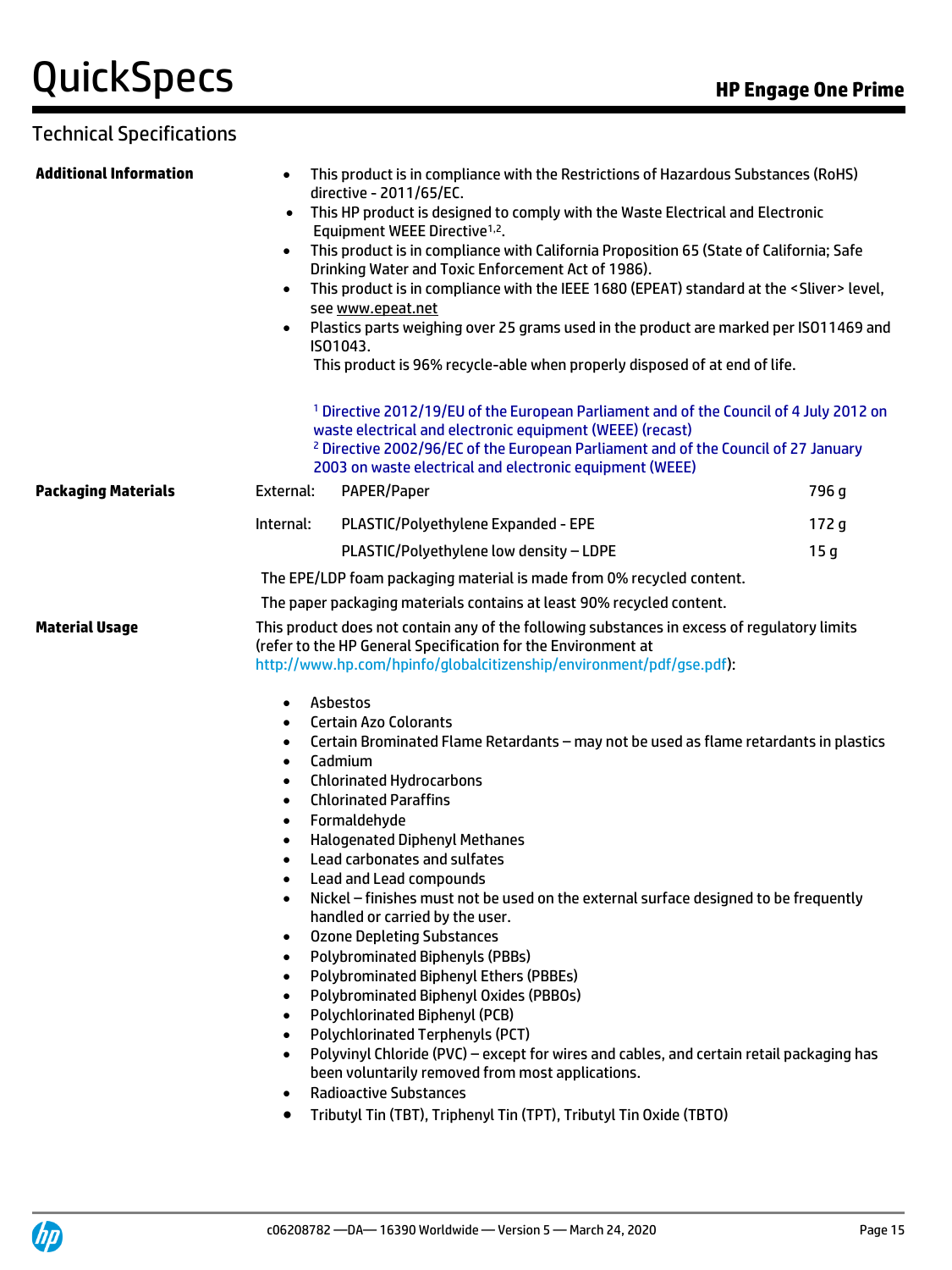## Technical Specifications

**Additional Information**

- This product is in compliance with the Restrictions of Hazardous Substances (RoHS) directive - 2011/65/EC.
- This HP product is designed to comply with the Waste Electrical and Electronic Equipment WEEE Directive[1,2].
- This product is in compliance with California Proposition 65 (State of California; Safe Drinking Water and Toxic Enforcement Act of 1986).
- This product is in compliance with the IEEE 1680 (EPEAT) standard at the <Sliver> level, see www.epeat.net
- Plastics parts weighing over 25 grams used in the product are marked per ISO11469 and ISO1043.

This product is 96% recycle-able when properly disposed of at end of life.

[1] Directive 2012/19/EU of the European Parliament and of the Council of 4 July 2012 on waste electrical and electronic equipment (WEEE) (recast)
[2] Directive 2002/96/EC of the European Parliament and of the Council of 27 January 2003 on waste electrical and electronic equipment (WEEE)

**Packaging Materials**

| | | |
|---|---|---|
| External: | PAPER/Paper | 796 g |
| Internal: | PLASTIC/Polyethylene Expanded - EPE | 172 g |
| | PLASTIC/Polyethylene low density – LDPE | 15 g |

The EPE/LDP foam packaging material is made from 0% recycled content.

The paper packaging materials contains at least 90% recycled content.

**Material Usage**

This product does not contain any of the following substances in excess of regulatory limits (refer to the HP General Specification for the Environment at http://www.hp.com/hpinfo/globalcitizenship/environment/pdf/gse.pdf):

- Asbestos
- Certain Azo Colorants
- Certain Brominated Flame Retardants – may not be used as flame retardants in plastics
- Cadmium
- Chlorinated Hydrocarbons
- Chlorinated Paraffins
- Formaldehyde
- Halogenated Diphenyl Methanes
- Lead carbonates and sulfates
- Lead and Lead compounds
- Nickel – finishes must not be used on the external surface designed to be frequently handled or carried by the user.
- Ozone Depleting Substances
- Polybrominated Biphenyls (PBBs)
- Polybrominated Biphenyl Ethers (PBBEs)
- Polybrominated Biphenyl Oxides (PBBOs)
- Polychlorinated Biphenyl (PCB)
- Polychlorinated Terphenyls (PCT)
- Polyvinyl Chloride (PVC) – except for wires and cables, and certain retail packaging has been voluntarily removed from most applications.
- Radioactive Substances
- Tributyl Tin (TBT), Triphenyl Tin (TPT), Tributyl Tin Oxide (TBTO)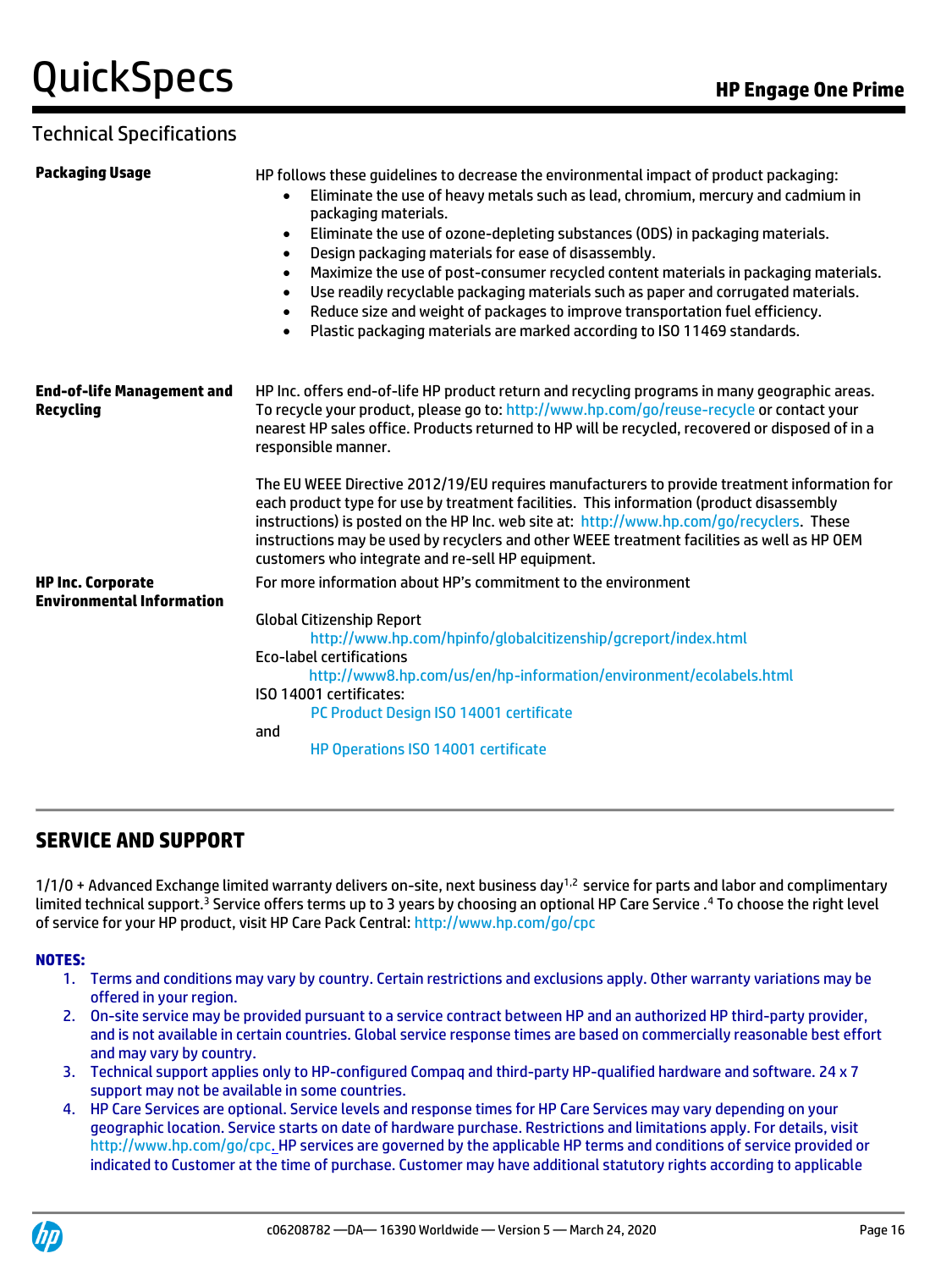## Technical Specifications

| | |
|---|---|
| **Packaging Usage** | HP follows these guidelines to decrease the environmental impact of product packaging:<br>• Eliminate the use of heavy metals such as lead, chromium, mercury and cadmium in packaging materials.<br>• Eliminate the use of ozone-depleting substances (ODS) in packaging materials.<br>• Design packaging materials for ease of disassembly.<br>• Maximize the use of post-consumer recycled content materials in packaging materials.<br>• Use readily recyclable packaging materials such as paper and corrugated materials.<br>• Reduce size and weight of packages to improve transportation fuel efficiency.<br>• Plastic packaging materials are marked according to ISO 11469 standards. |
| **End-of-life Management and Recycling** | HP Inc. offers end-of-life HP product return and recycling programs in many geographic areas. To recycle your product, please go to: http://www.hp.com/go/reuse-recycle or contact your nearest HP sales office. Products returned to HP will be recycled, recovered or disposed of in a responsible manner.<br><br>The EU WEEE Directive 2012/19/EU requires manufacturers to provide treatment information for each product type for use by treatment facilities. This information (product disassembly instructions) is posted on the HP Inc. web site at: http://www.hp.com/go/recyclers. These instructions may be used by recyclers and other WEEE treatment facilities as well as HP OEM customers who integrate and re-sell HP equipment. |
| **HP Inc. Corporate Environmental Information** | For more information about HP's commitment to the environment<br><br>Global Citizenship Report<br>http://www.hp.com/hpinfo/globalcitizenship/gcreport/index.html<br>Eco-label certifications<br>http://www8.hp.com/us/en/hp-information/environment/ecolabels.html<br>ISO 14001 certificates:<br>PC Product Design ISO 14001 certificate<br>and<br>HP Operations ISO 14001 certificate |

## SERVICE AND SUPPORT

1/1/0 + Advanced Exchange limited warranty delivers on-site, next business day[1,2] service for parts and labor and complimentary limited technical support.[3] Service offers terms up to 3 years by choosing an optional HP Care Service .[4] To choose the right level of service for your HP product, visit HP Care Pack Central: http://www.hp.com/go/cpc

**NOTES:**

1. Terms and conditions may vary by country. Certain restrictions and exclusions apply. Other warranty variations may be offered in your region.
2. On-site service may be provided pursuant to a service contract between HP and an authorized HP third-party provider, and is not available in certain countries. Global service response times are based on commercially reasonable best effort and may vary by country.
3. Technical support applies only to HP-configured Compaq and third-party HP-qualified hardware and software. 24 x 7 support may not be available in some countries.
4. HP Care Services are optional. Service levels and response times for HP Care Services may vary depending on your geographic location. Service starts on date of hardware purchase. Restrictions and limitations apply. For details, visit http://www.hp.com/go/cpc. HP services are governed by the applicable HP terms and conditions of service provided or indicated to Customer at the time of purchase. Customer may have additional statutory rights according to applicable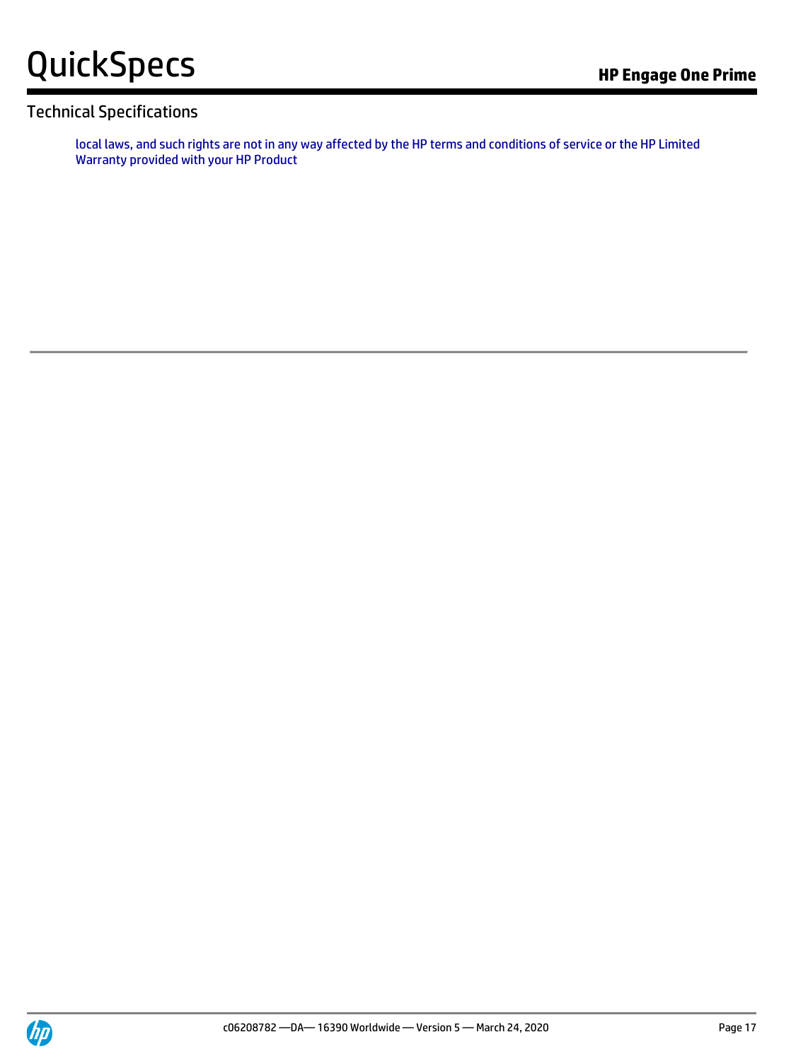local laws, and such rights are not in any way affected by the HP terms and conditions of service or the HP Limited Warranty provided with your HP Product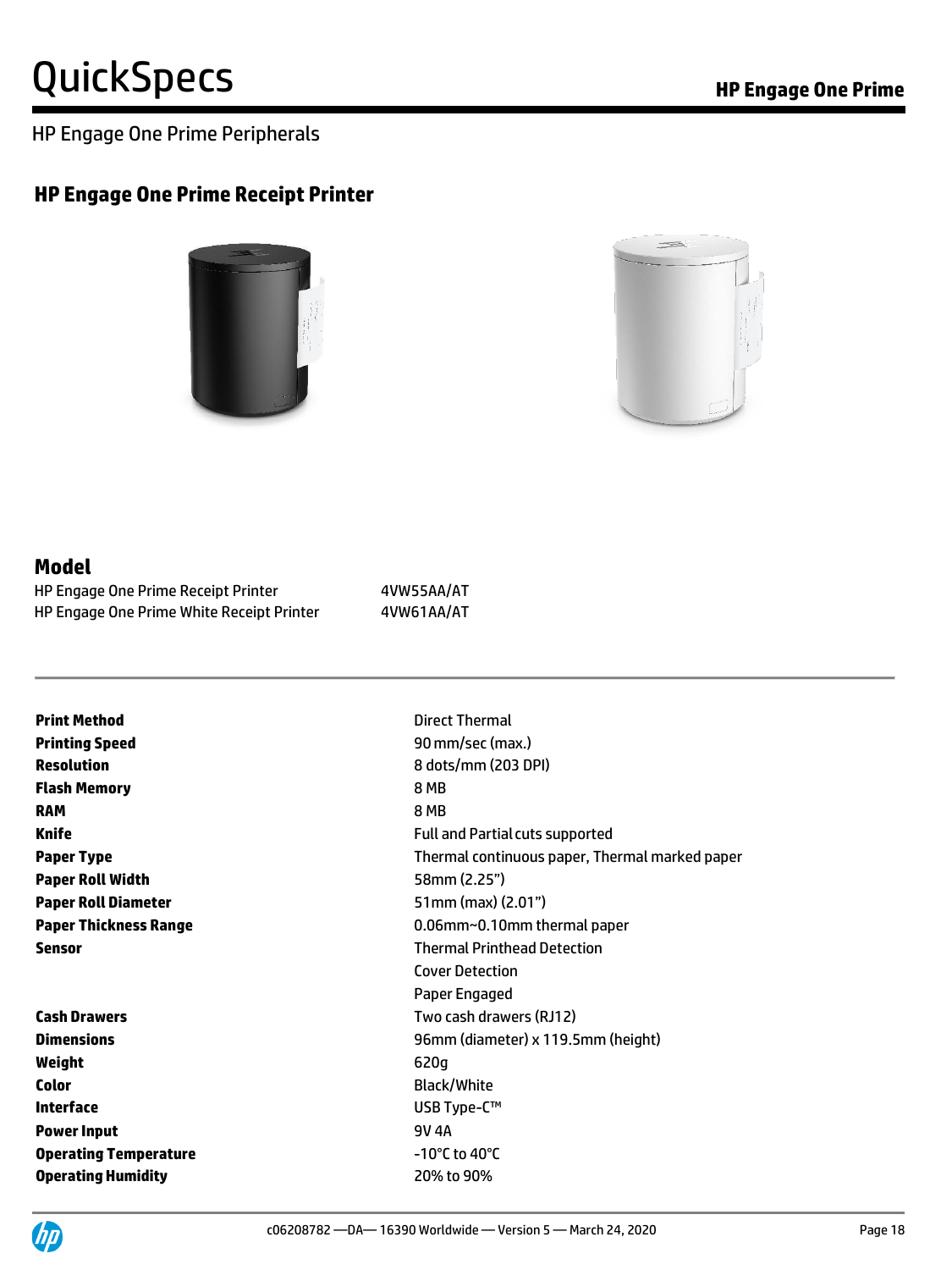## HP Engage One Prime Peripherals

### HP Engage One Prime Receipt Printer

### Model

| | |
|---|---|
| HP Engage One Prime Receipt Printer | 4VW55AA/AT |
| HP Engage One Prime White Receipt Printer | 4VW61AA/AT |

| | |
|---|---|
| **Print Method** | Direct Thermal |
| **Printing Speed** | 90 mm/sec (max.) |
| **Resolution** | 8 dots/mm (203 DPI) |
| **Flash Memory** | 8 MB |
| **RAM** | 8 MB |
| **Knife** | Full and Partial cuts supported |
| **Paper Type** | Thermal continuous paper, Thermal marked paper |
| **Paper Roll Width** | 58mm (2.25") |
| **Paper Roll Diameter** | 51mm (max) (2.01") |
| **Paper Thickness Range** | 0.06mm~0.10mm thermal paper |
| **Sensor** | Thermal Printhead Detection<br>Cover Detection<br>Paper Engaged |
| **Cash Drawers** | Two cash drawers (RJ12) |
| **Dimensions** | 96mm (diameter) x 119.5mm (height) |
| **Weight** | 620g |
| **Color** | Black/White |
| **Interface** | USB Type-C™ |
| **Power Input** | 9V 4A |
| **Operating Temperature** | -10°C to 40°C |
| **Operating Humidity** | 20% to 90% |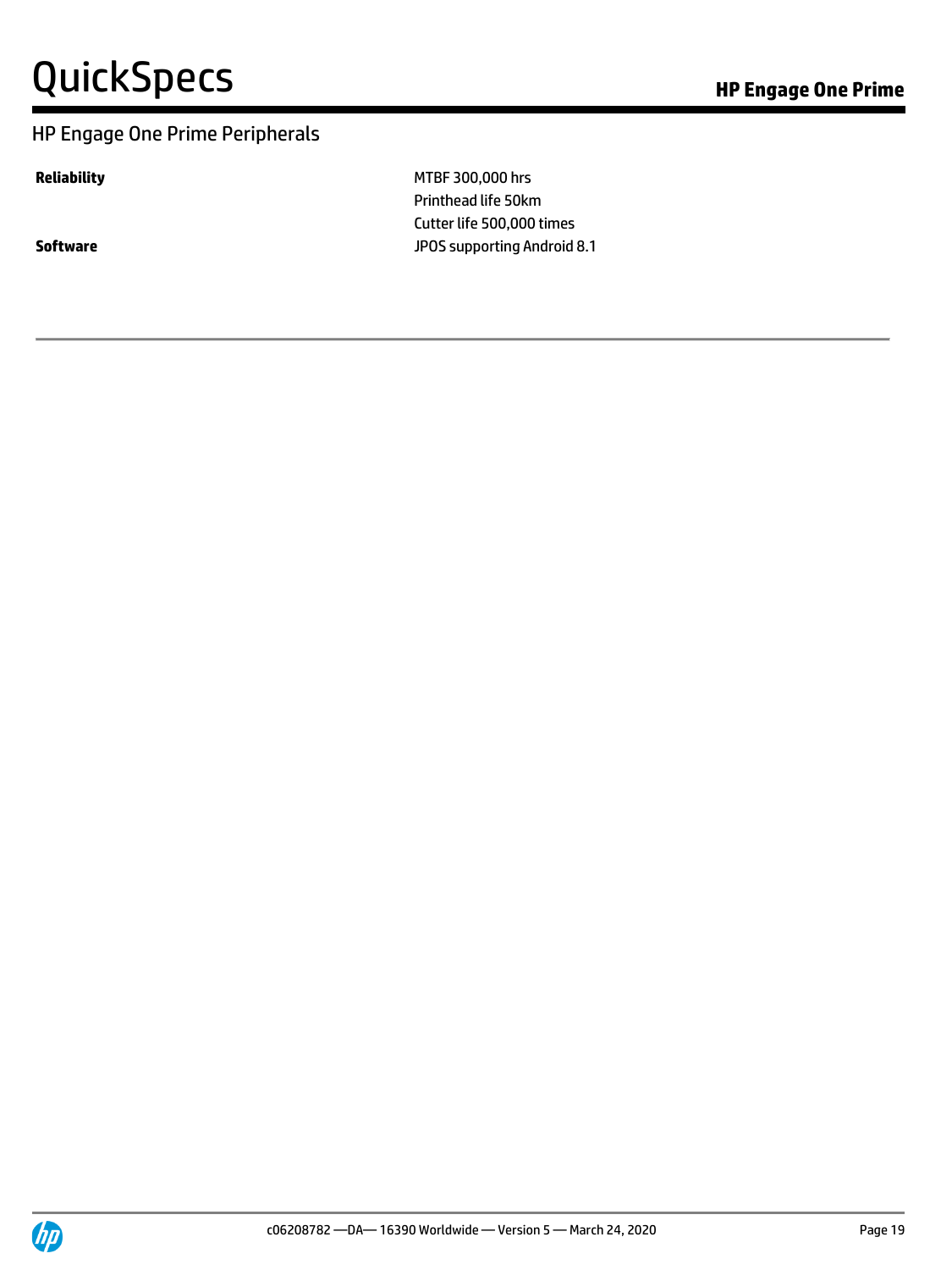## HP Engage One Prime Peripherals

| | |
|---|---|
| **Reliability** | MTBF 300,000 hrs<br>Printhead life 50km<br>Cutter life 500,000 times |
| **Software** | JPOS supporting Android 8.1 |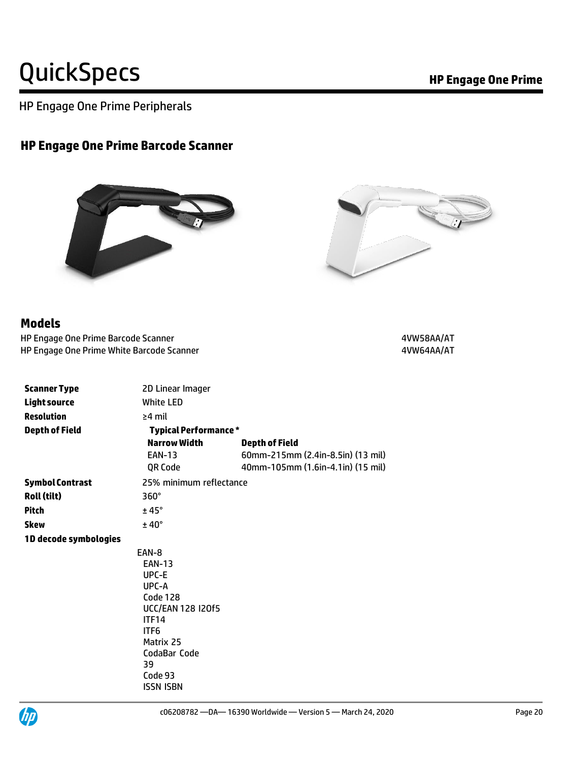HP Engage One Prime Peripherals

## HP Engage One Prime Barcode Scanner

### Models

| | |
|---|---|
| HP Engage One Prime Barcode Scanner | 4VW58AA/AT |
| HP Engage One Prime White Barcode Scanner | 4VW64AA/AT |

| | | |
|---|---|---|
| **Scanner Type** | 2D Linear Imager | |
| **Light source** | White LED | |
| **Resolution** | ≥4 mil | |
| **Depth of Field** | **Typical Performance *** | |
| | **Narrow Width** | **Depth of Field** |
| | EAN-13 | 60mm-215mm (2.4in-8.5in) (13 mil) |
| | QR Code | 40mm-105mm (1.6in-4.1in) (15 mil) |
| **Symbol Contrast** | 25% minimum reflectance | |
| **Roll (tilt)** | 360° | |
| **Pitch** | ± 45° | |
| **Skew** | ± 40° | |

**1D decode symbologies**

EAN-8
EAN-13
UPC-E
UPC-A
Code 128
UCC/EAN 128 I2Of5
ITF14
ITF6
Matrix 25
CodaBar Code
39
Code 93
ISSN ISBN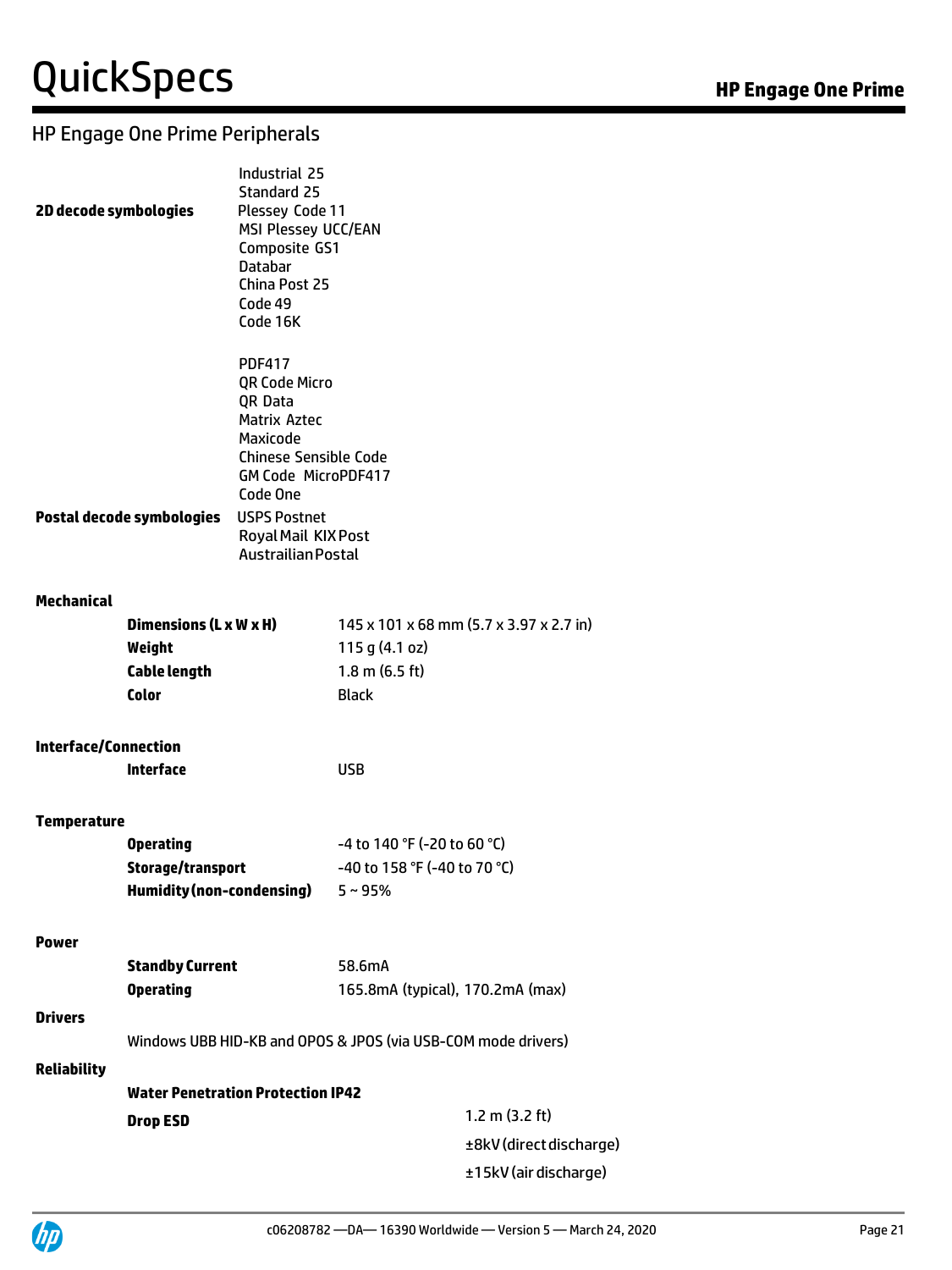## HP Engage One Prime Peripherals

| | |
|---|---|
| **2D decode symbologies** | Industrial 25<br>Standard 25<br>Plessey Code 11<br>MSI Plessey UCC/EAN<br>Composite GS1<br>Databar<br>China Post 25<br>Code 49<br>Code 16K<br><br>PDF417<br>QR Code Micro<br>QR Data<br>Matrix Aztec<br>Maxicode<br>Chinese Sensible Code<br>GM Code MicroPDF417<br>Code One |
| **Postal decode symbologies** | USPS Postnet<br>Royal Mail KIX Post<br>Austrailian Postal |

**Mechanical**

| | |
|---|---|
| **Dimensions (L x W x H)** | 145 x 101 x 68 mm (5.7 x 3.97 x 2.7 in) |
| **Weight** | 115 g (4.1 oz) |
| **Cable length** | 1.8 m (6.5 ft) |
| **Color** | Black |

**Interface/Connection**

| | |
|---|---|
| **Interface** | USB |

**Temperature**

| | |
|---|---|
| **Operating** | -4 to 140 °F (-20 to 60 °C) |
| **Storage/transport** | -40 to 158 °F (-40 to 70 °C) |
| **Humidity (non-condensing)** | 5 ~ 95% |

**Power**

| | |
|---|---|
| **Standby Current** | 58.6mA |
| **Operating** | 165.8mA (typical), 170.2mA (max) |

**Drivers**

Windows UBB HID-KB and OPOS & JPOS (via USB-COM mode drivers)

**Reliability**

**Water Penetration Protection IP42**

| | |
|---|---|
| **Drop ESD** | 1.2 m (3.2 ft)<br>±8kV (direct discharge)<br>±15kV (air discharge) |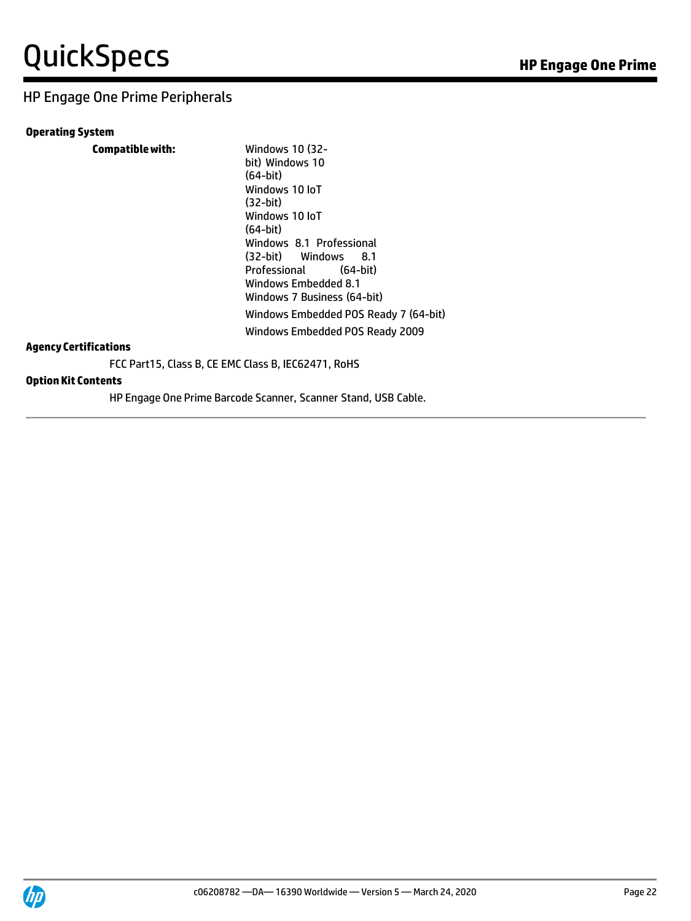## HP Engage One Prime Peripherals

**Operating System**

**Compatible with:**

Windows 10 (32-bit)
Windows 10 (64-bit)
Windows 10 IoT (32-bit)
Windows 10 IoT (64-bit)
Windows 8.1 Professional (32-bit)
Windows 8.1 Professional (64-bit)
Windows Embedded 8.1
Windows 7 Business (64-bit)
Windows Embedded POS Ready 7 (64-bit)
Windows Embedded POS Ready 2009

**Agency Certifications**

FCC Part15, Class B, CE EMC Class B, IEC62471, RoHS

**Option Kit Contents**

HP Engage One Prime Barcode Scanner, Scanner Stand, USB Cable.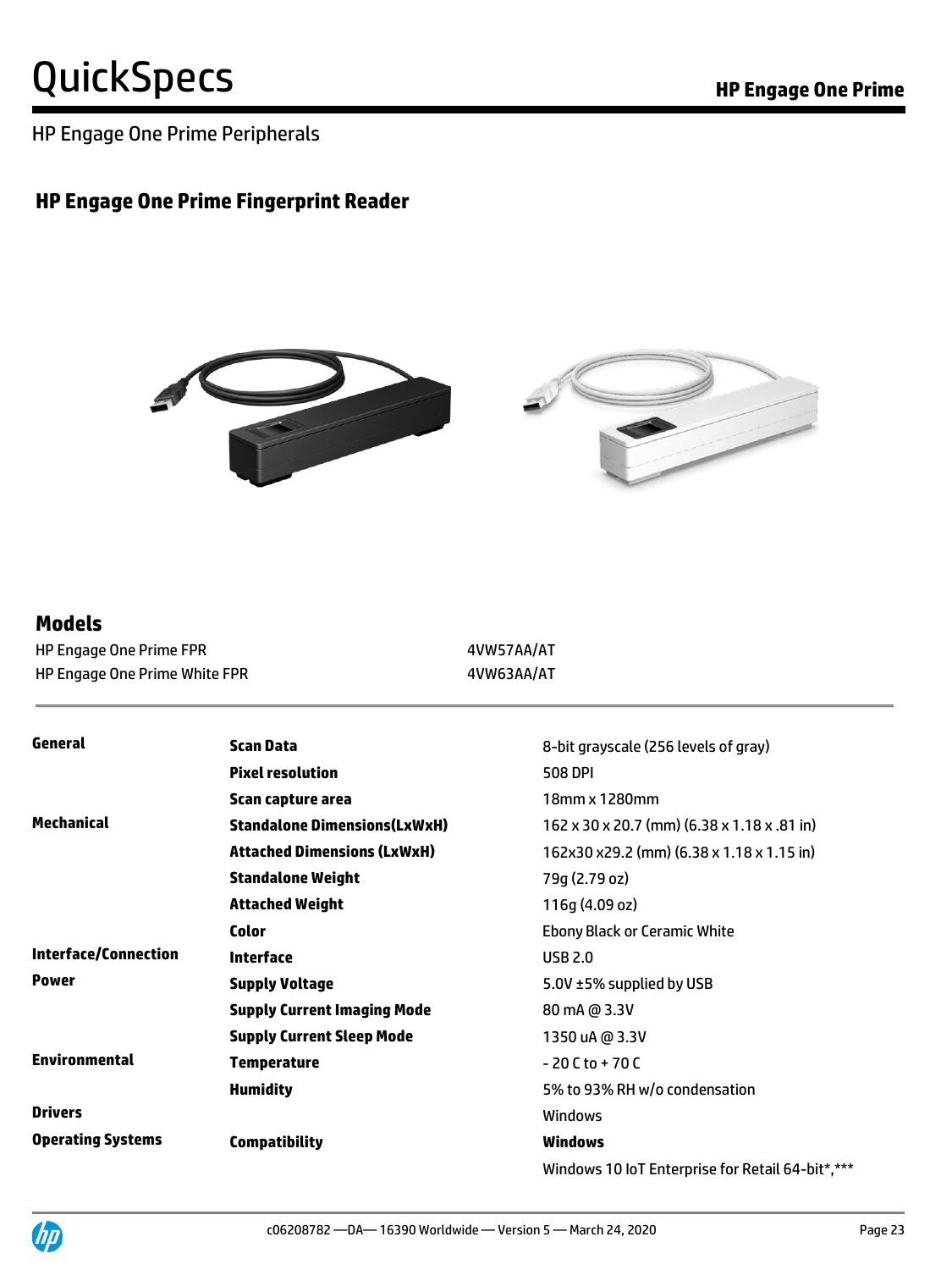HP Engage One Prime Peripherals

## HP Engage One Prime Fingerprint Reader

### Models

| | |
|---|---|
| HP Engage One Prime FPR | 4VW57AA/AT |
| HP Engage One Prime White FPR | 4VW63AA/AT |

| | | |
|---|---|---|
| **General** | **Scan Data** | 8-bit grayscale (256 levels of gray) |
| | **Pixel resolution** | 508 DPI |
| | **Scan capture area** | 18mm x 1280mm |
| **Mechanical** | **Standalone Dimensions(LxWxH)** | 162 x 30 x 20.7 (mm) (6.38 x 1.18 x .81 in) |
| | **Attached Dimensions (LxWxH)** | 162x30 x29.2 (mm) (6.38 x 1.18 x 1.15 in) |
| | **Standalone Weight** | 79g (2.79 oz) |
| | **Attached Weight** | 116g (4.09 oz) |
| | **Color** | Ebony Black or Ceramic White |
| **Interface/Connection** | **Interface** | USB 2.0 |
| **Power** | **Supply Voltage** | 5.0V ±5% supplied by USB |
| | **Supply Current Imaging Mode** | 80 mA @ 3.3V |
| | **Supply Current Sleep Mode** | 1350 uA @ 3.3V |
| **Environmental** | **Temperature** | - 20 C to + 70 C |
| | **Humidity** | 5% to 93% RH w/o condensation |
| **Drivers** | | Windows |
| **Operating Systems** | **Compatibility** | **Windows** |
| | | Windows 10 IoT Enterprise for Retail 64-bit*,*** |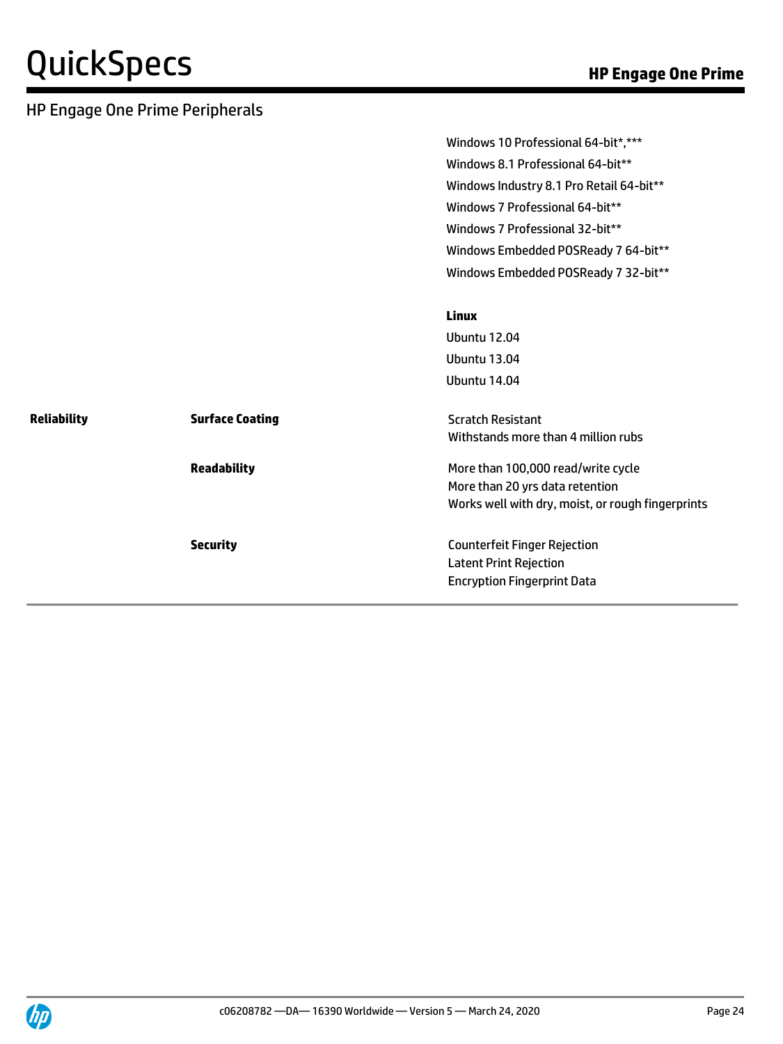## HP Engage One Prime Peripherals

| | | |
|---|---|---|
| | | Windows 10 Professional 64-bit*,***<br>Windows 8.1 Professional 64-bit**<br>Windows Industry 8.1 Pro Retail 64-bit**<br>Windows 7 Professional 64-bit**<br>Windows 7 Professional 32-bit**<br>Windows Embedded POSReady 7 64-bit**<br>Windows Embedded POSReady 7 32-bit** |
| | | **Linux**<br>Ubuntu 12.04<br>Ubuntu 13.04<br>Ubuntu 14.04 |
| **Reliability** | **Surface Coating** | Scratch Resistant<br>Withstands more than 4 million rubs |
| | **Readability** | More than 100,000 read/write cycle<br>More than 20 yrs data retention<br>Works well with dry, moist, or rough fingerprints |
| | **Security** | Counterfeit Finger Rejection<br>Latent Print Rejection<br>Encryption Fingerprint Data |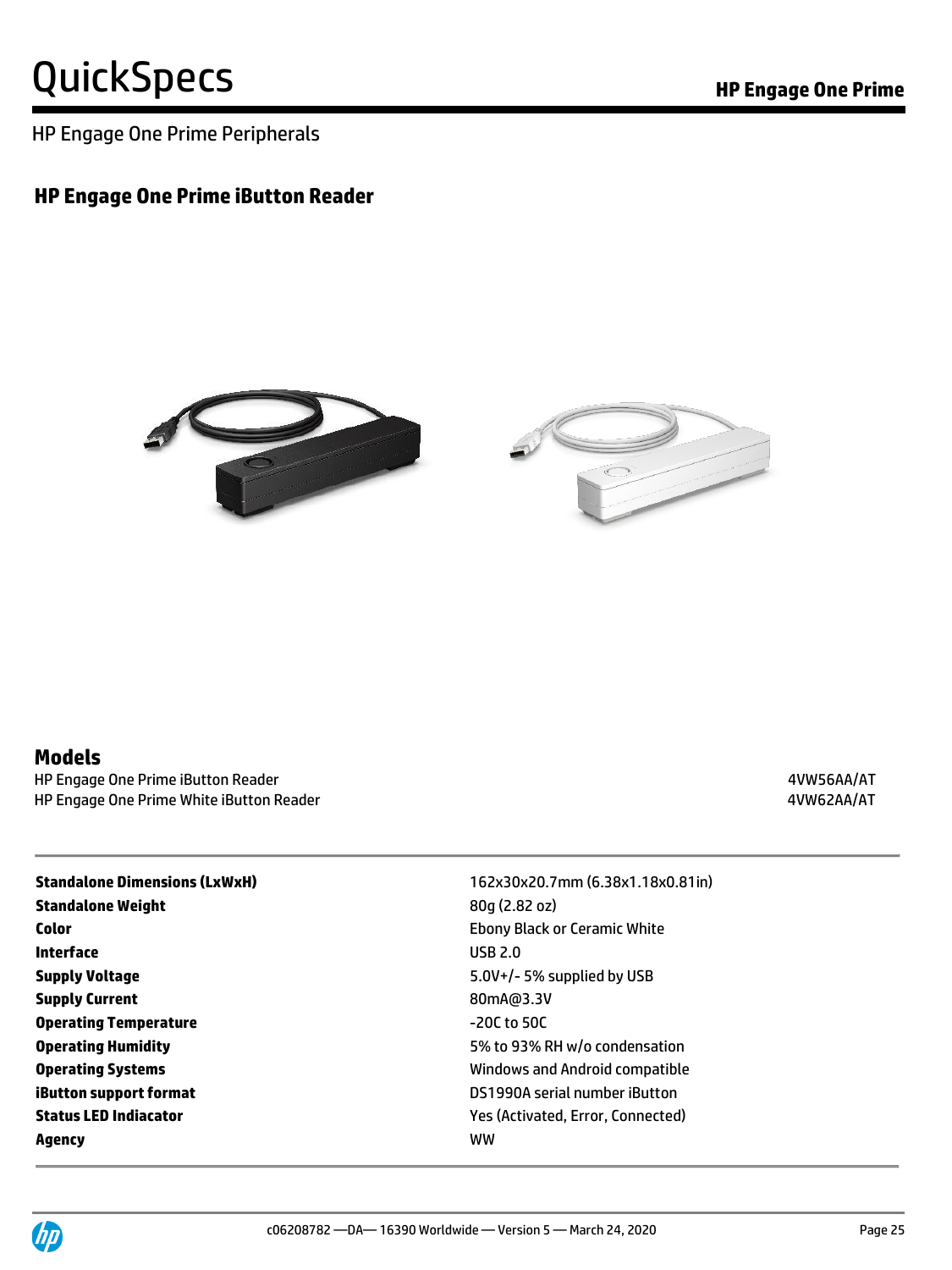HP Engage One Prime Peripherals

## HP Engage One Prime iButton Reader

### Models

| | |
|---|---|
| HP Engage One Prime iButton Reader | 4VW56AA/AT |
| HP Engage One Prime White iButton Reader | 4VW62AA/AT |

| | |
|---|---|
| **Standalone Dimensions (LxWxH)** | 162x30x20.7mm (6.38x1.18x0.81in) |
| **Standalone Weight** | 80g (2.82 oz) |
| **Color** | Ebony Black or Ceramic White |
| **Interface** | USB 2.0 |
| **Supply Voltage** | 5.0V+/- 5% supplied by USB |
| **Supply Current** | 80mA@3.3V |
| **Operating Temperature** | -20C to 50C |
| **Operating Humidity** | 5% to 93% RH w/o condensation |
| **Operating Systems** | Windows and Android compatible |
| **iButton support format** | DS1990A serial number iButton |
| **Status LED Indiacator** | Yes (Activated, Error, Connected) |
| **Agency** | WW |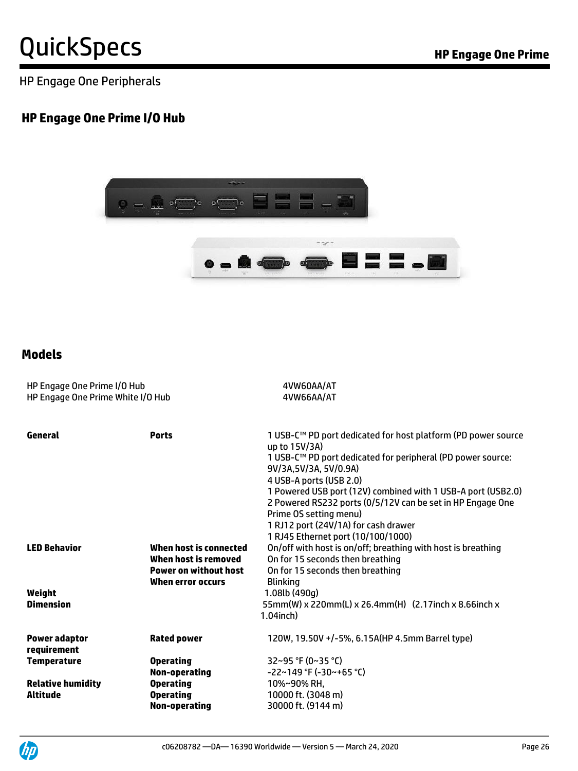HP Engage One Peripherals

## HP Engage One Prime I/O Hub

## Models

| | |
|---|---|
| HP Engage One Prime I/O Hub | 4VW60AA/AT |
| HP Engage One Prime White I/O Hub | 4VW66AA/AT |

| | | |
|---|---|---|
| **General** | **Ports** | 1 USB-C™ PD port dedicated for host platform (PD power source up to 15V/3A)<br>1 USB-C™ PD port dedicated for peripheral (PD power source: 9V/3A,5V/3A, 5V/0.9A)<br>4 USB-A ports (USB 2.0)<br>1 Powered USB port (12V) combined with 1 USB-A port (USB2.0)<br>2 Powered RS232 ports (0/5/12V can be set in HP Engage One Prime OS setting menu)<br>1 RJ12 port (24V/1A) for cash drawer<br>1 RJ45 Ethernet port (10/100/1000) |
| **LED Behavior** | **When host is connected** | On/off with host is on/off; breathing with host is breathing |
| | **When host is removed** | On for 15 seconds then breathing |
| | **Power on without host** | On for 15 seconds then breathing |
| | **When error occurs** | Blinking |
| **Weight** | | 1.08lb (490g) |
| **Dimension** | | 55mm(W) x 220mm(L) x 26.4mm(H) (2.17inch x 8.66inch x 1.04inch) |
| **Power adaptor requirement** | **Rated power** | 120W, 19.50V +/-5%, 6.15A(HP 4.5mm Barrel type) |
| **Temperature** | **Operating** | 32~95 °F (0~35 °C) |
| | **Non-operating** | -22~149 °F (-30~+65 °C) |
| **Relative humidity** | **Operating** | 10%~90% RH, |
| **Altitude** | **Operating** | 10000 ft. (3048 m) |
| | **Non-operating** | 30000 ft. (9144 m) |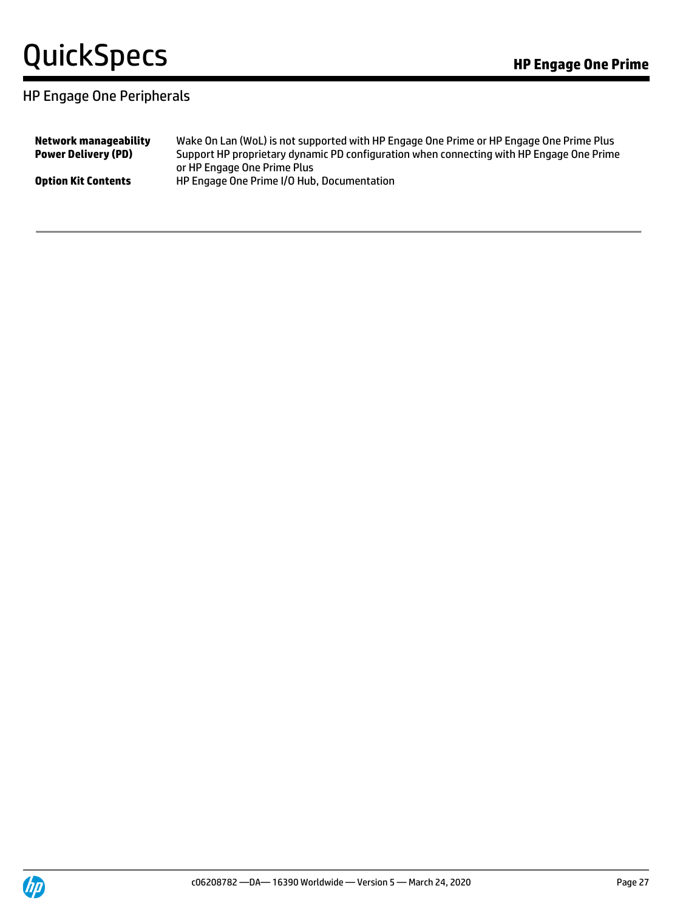## HP Engage One Peripherals

| | |
|---|---|
| **Network manageability** | Wake On Lan (WoL) is not supported with HP Engage One Prime or HP Engage One Prime Plus |
| **Power Delivery (PD)** | Support HP proprietary dynamic PD configuration when connecting with HP Engage One Prime or HP Engage One Prime Plus |
| **Option Kit Contents** | HP Engage One Prime I/O Hub, Documentation |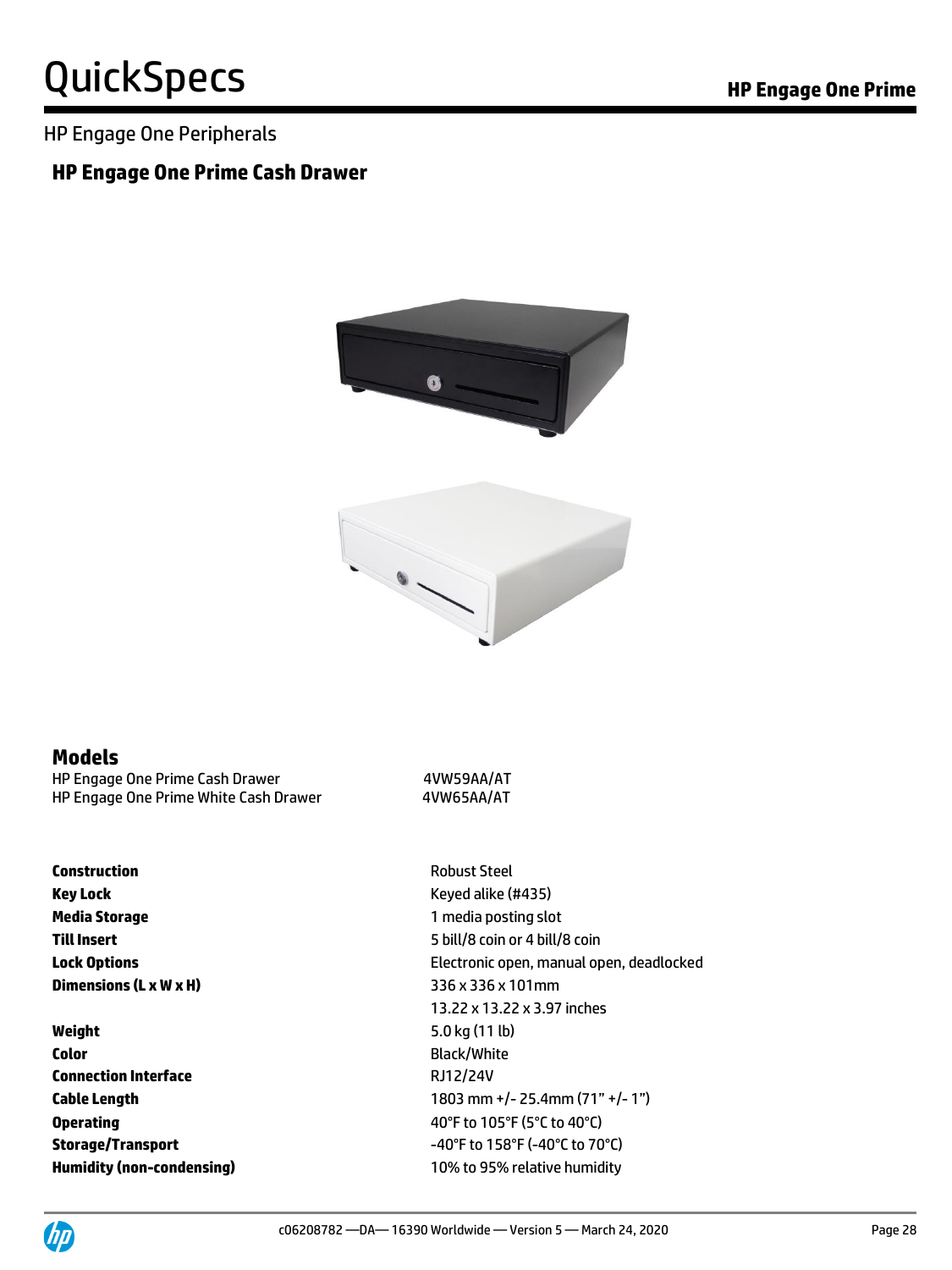HP Engage One Peripherals

## HP Engage One Prime Cash Drawer

### Models

| | |
|---|---|
| HP Engage One Prime Cash Drawer | 4VW59AA/AT |
| HP Engage One Prime White Cash Drawer | 4VW65AA/AT |

| | |
|---|---|
| **Construction** | Robust Steel |
| **Key Lock** | Keyed alike (#435) |
| **Media Storage** | 1 media posting slot |
| **Till Insert** | 5 bill/8 coin or 4 bill/8 coin |
| **Lock Options** | Electronic open, manual open, deadlocked |
| **Dimensions (L x W x H)** | 336 x 336 x 101mm<br>13.22 x 13.22 x 3.97 inches |
| **Weight** | 5.0 kg (11 lb) |
| **Color** | Black/White |
| **Connection Interface** | RJ12/24V |
| **Cable Length** | 1803 mm +/- 25.4mm (71" +/- 1") |
| **Operating** | 40°F to 105°F (5°C to 40°C) |
| **Storage/Transport** | -40°F to 158°F (-40°C to 70°C) |
| **Humidity (non-condensing)** | 10% to 95% relative humidity |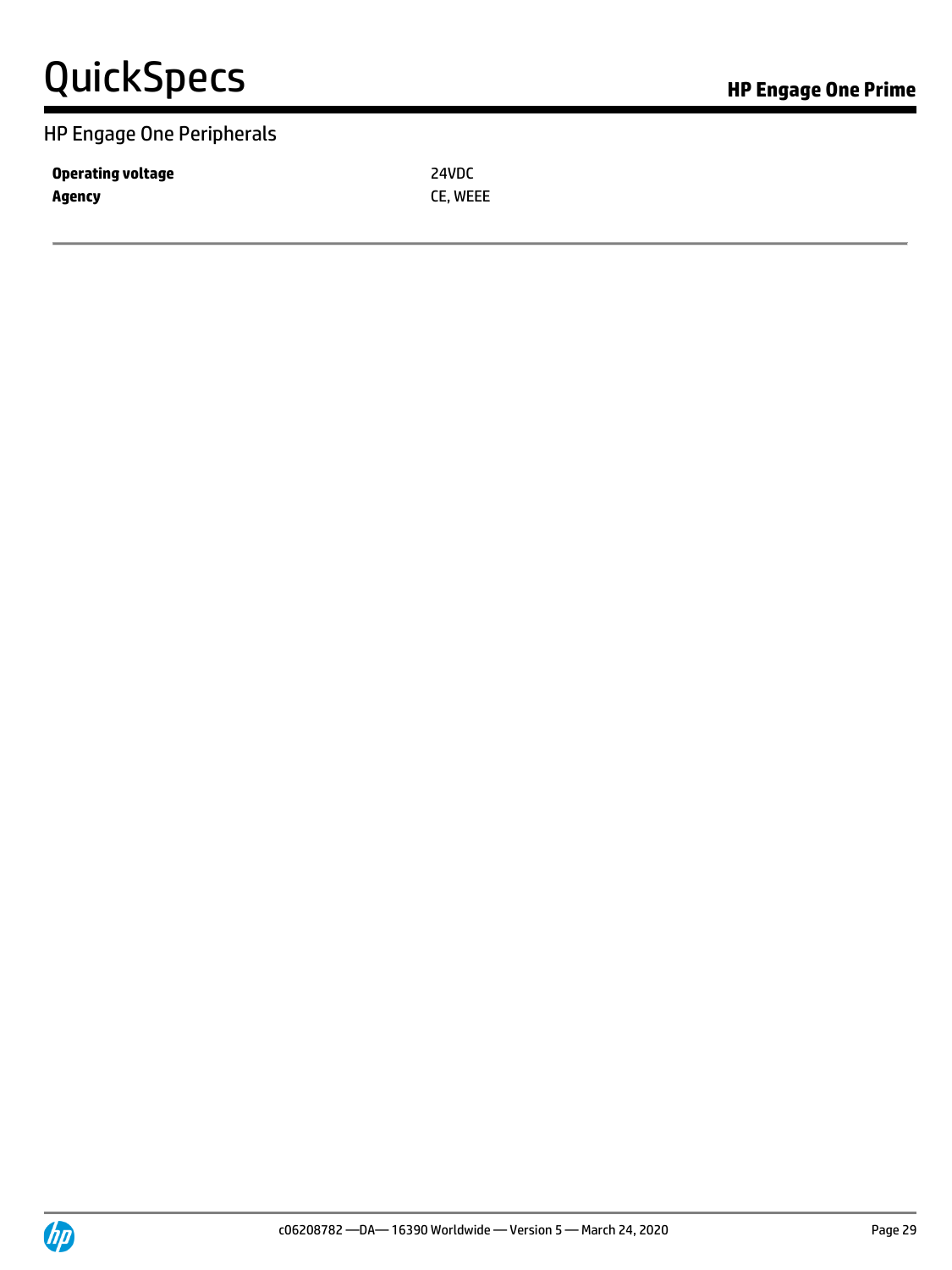## HP Engage One Peripherals

| | |
|---|---|
| **Operating voltage** | 24VDC |
| **Agency** | CE, WEEE |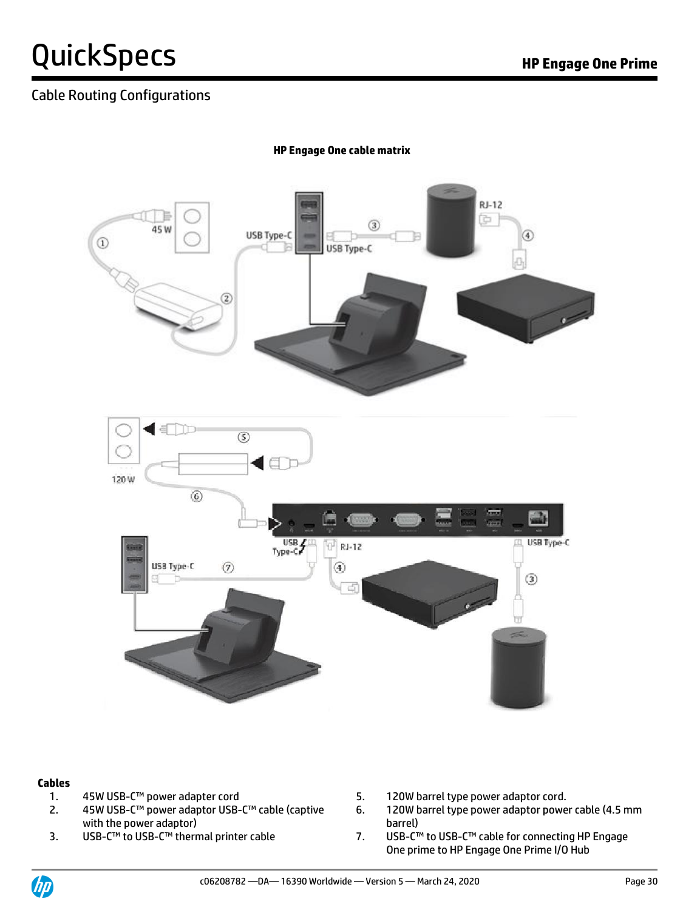## Cable Routing Configurations

**HP Engage One cable matrix**

**Cables**

1. 45W USB-C™ power adapter cord
2. 45W USB-C™ power adaptor USB-C™ cable (captive with the power adaptor)
3. USB-C™ to USB-C™ thermal printer cable
4. 
5. 120W barrel type power adaptor cord.
6. 120W barrel type power adaptor power cable (4.5 mm barrel)
7. USB-C™ to USB-C™ cable for connecting HP Engage One prime to HP Engage One Prime I/O Hub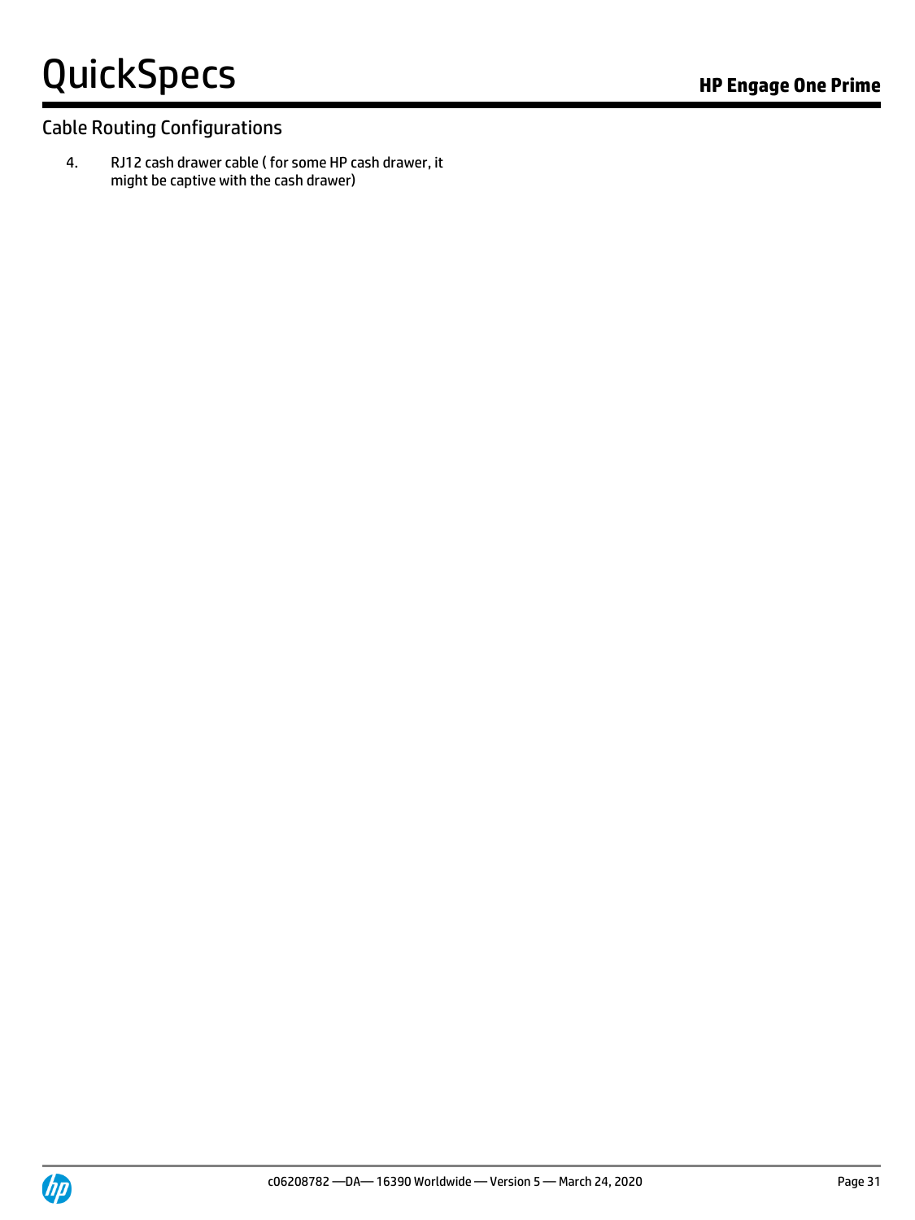## Cable Routing Configurations

4. RJ12 cash drawer cable ( for some HP cash drawer, it might be captive with the cash drawer)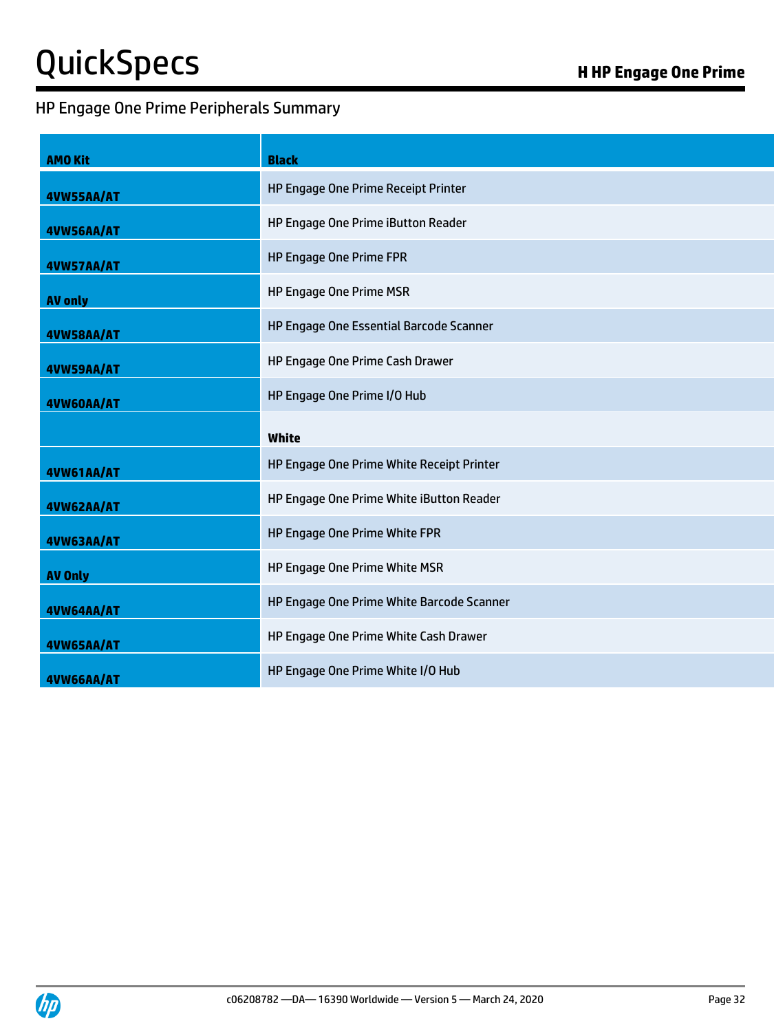## HP Engage One Prime Peripherals Summary

| AMO Kit | Black |
|---|---|
| 4VW55AA/AT | HP Engage One Prime Receipt Printer |
| 4VW56AA/AT | HP Engage One Prime iButton Reader |
| 4VW57AA/AT | HP Engage One Prime FPR |
| AV only | HP Engage One Prime MSR |
| 4VW58AA/AT | HP Engage One Essential Barcode Scanner |
| 4VW59AA/AT | HP Engage One Prime Cash Drawer |
| 4VW60AA/AT | HP Engage One Prime I/O Hub |
| | **White** |
| 4VW61AA/AT | HP Engage One Prime White Receipt Printer |
| 4VW62AA/AT | HP Engage One Prime White iButton Reader |
| 4VW63AA/AT | HP Engage One Prime White FPR |
| AV Only | HP Engage One Prime White MSR |
| 4VW64AA/AT | HP Engage One Prime White Barcode Scanner |
| 4VW65AA/AT | HP Engage One Prime White Cash Drawer |
| 4VW66AA/AT | HP Engage One Prime White I/O Hub |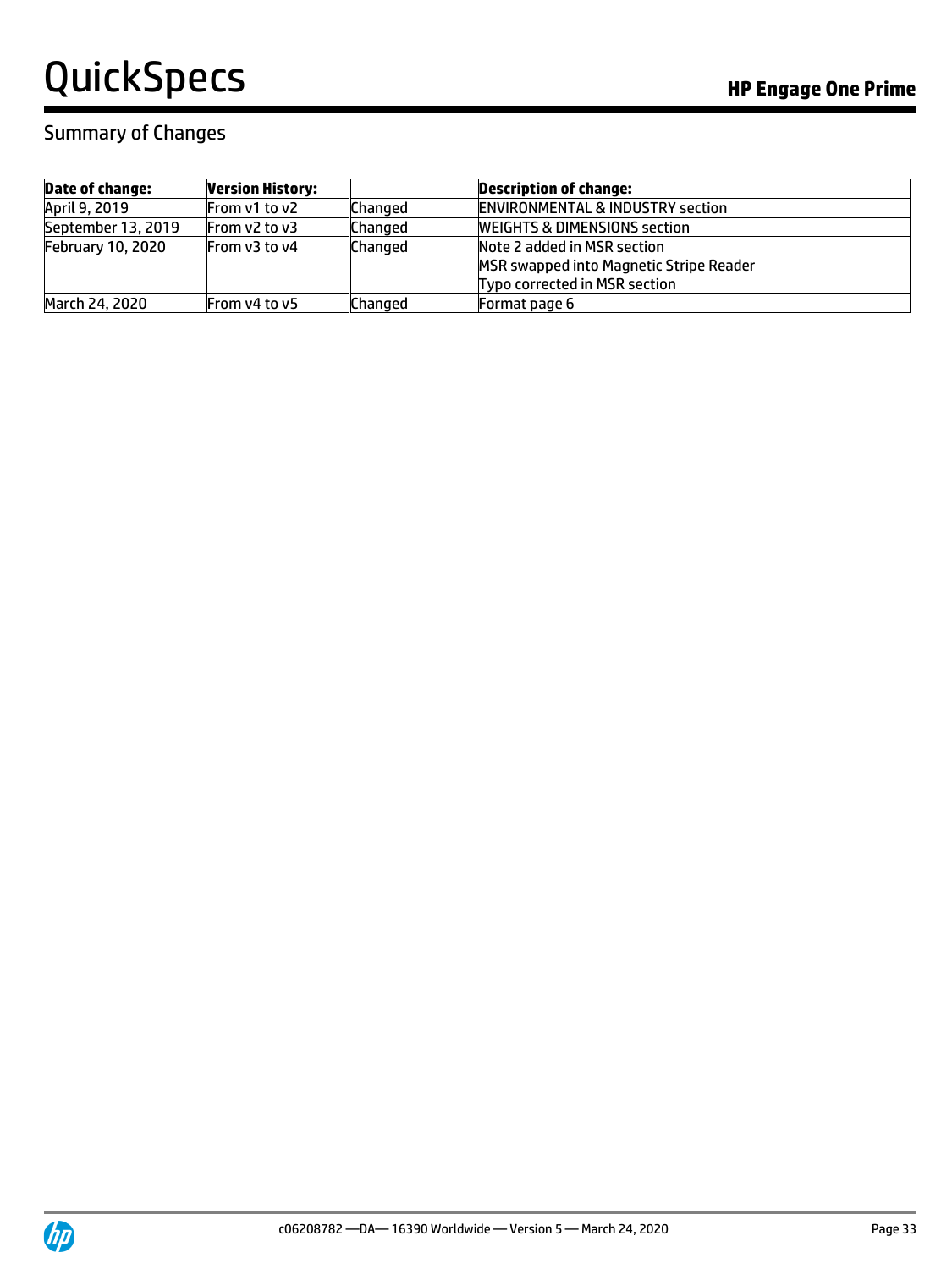## Summary of Changes

| Date of change: | Version History: | | Description of change: |
|---|---|---|---|
| April 9, 2019 | From v1 to v2 | Changed | ENVIRONMENTAL & INDUSTRY section |
| September 13, 2019 | From v2 to v3 | Changed | WEIGHTS & DIMENSIONS section |
| February 10, 2020 | From v3 to v4 | Changed | Note 2 added in MSR section<br>MSR swapped into Magnetic Stripe Reader<br>Typo corrected in MSR section |
| March 24, 2020 | From v4 to v5 | Changed | Format page 6 |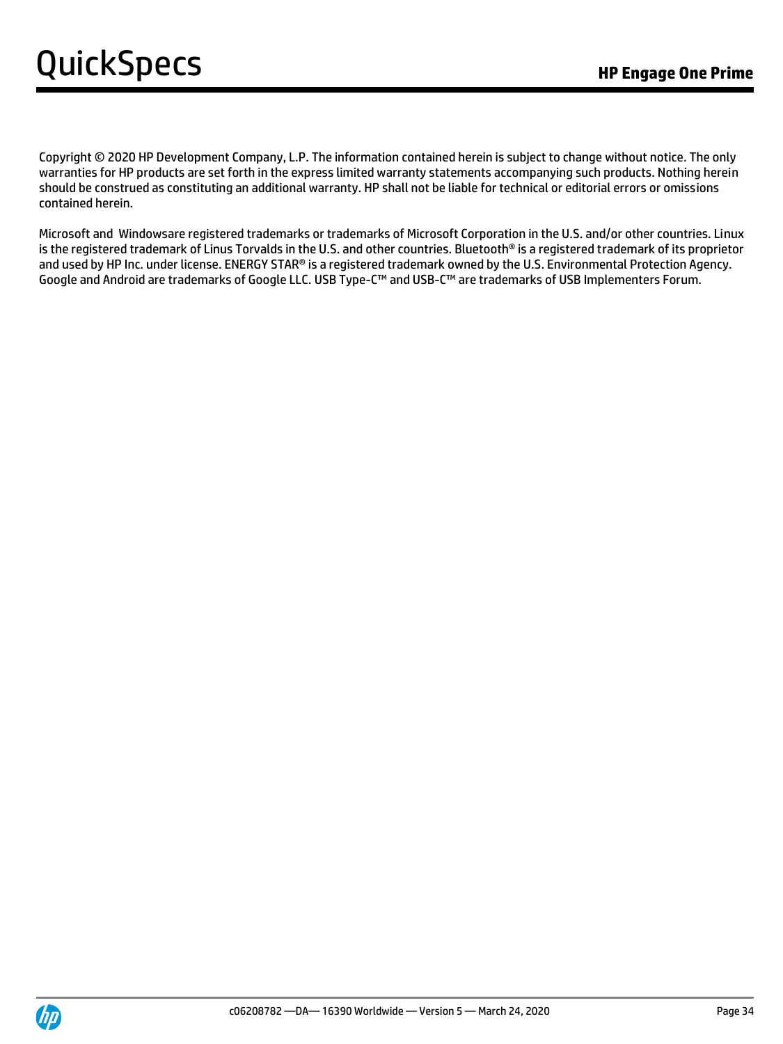Copyright © 2020 HP Development Company, L.P. The information contained herein is subject to change without notice. The only warranties for HP products are set forth in the express limited warranty statements accompanying such products. Nothing herein should be construed as constituting an additional warranty. HP shall not be liable for technical or editorial errors or omissions contained herein.

Microsoft and Windowsare registered trademarks or trademarks of Microsoft Corporation in the U.S. and/or other countries. Linux is the registered trademark of Linus Torvalds in the U.S. and other countries. Bluetooth® is a registered trademark of its proprietor and used by HP Inc. under license. ENERGY STAR® is a registered trademark owned by the U.S. Environmental Protection Agency. Google and Android are trademarks of Google LLC. USB Type-C™ and USB-C™ are trademarks of USB Implementers Forum.